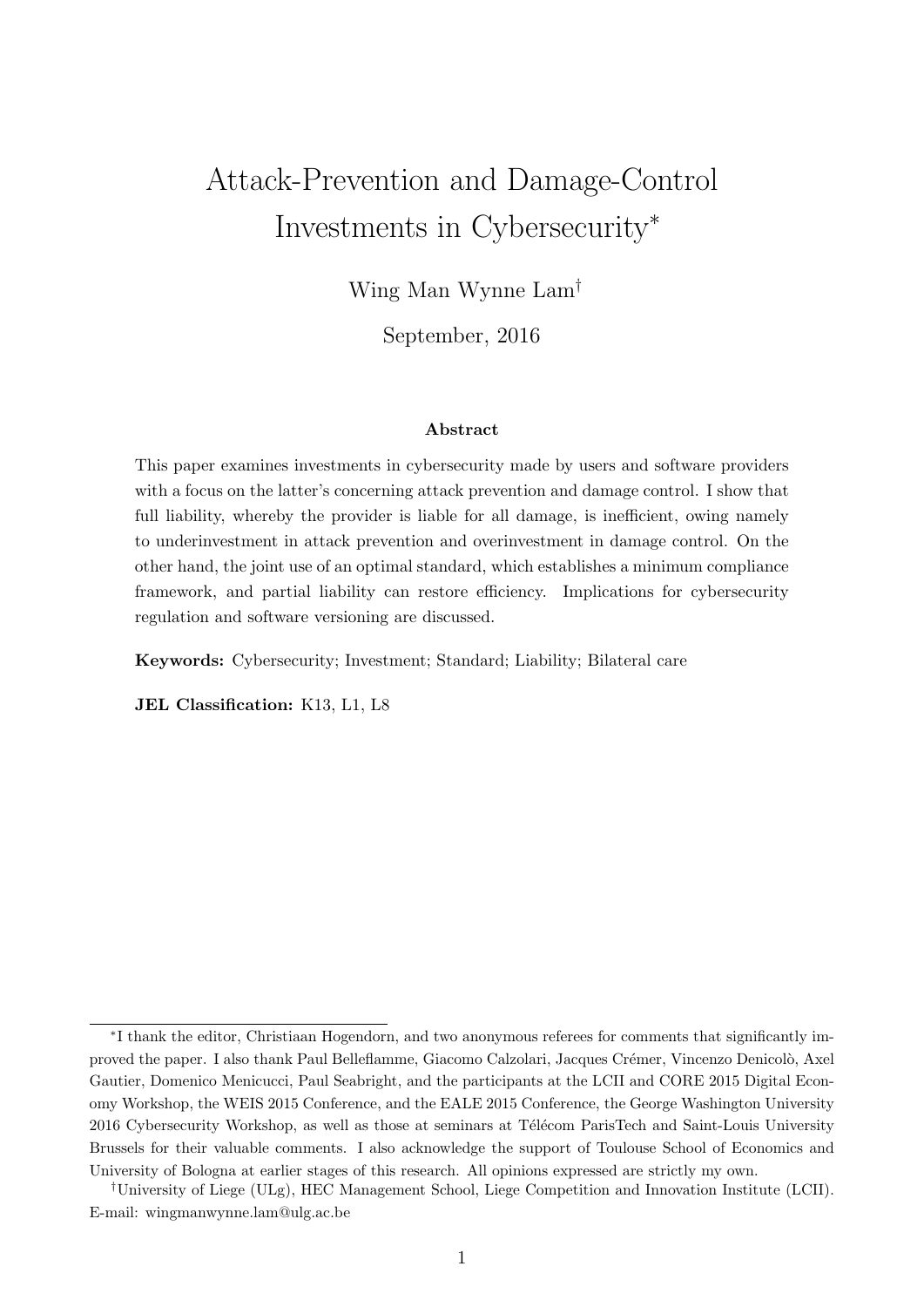# Attack-Prevention and Damage-Control Investments in Cybersecurity*

Wing Man Wynne Lam†

September, 2016

### Abstract

This paper examines investments in cybersecurity made by users and software providers with a focus on the latter's concerning attack prevention and damage control. I show that full liability, whereby the provider is liable for all damage, is inefficient, owing namely to underinvestment in attack prevention and overinvestment in damage control. On the other hand, the joint use of an optimal standard, which establishes a minimum compliance framework, and partial liability can restore efficiency. Implications for cybersecurity regulation and software versioning are discussed.

**Keywords:** Cybersecurity; Investment; Standard; Liability; Bilateral care

**JEL Classification:** K13, L1, L8

---

*I thank the editor, Christiaan Hogendorn, and two anonymous referees for comments that significantly improved the paper. I also thank Paul Belleflamme, Giacomo Calzolari, Jacques Crémer, Vincenzo Denicolò, Axel Gautier, Domenico Menicucci, Paul Seabright, and the participants at the LCII and CORE 2015 Digital Economy Workshop, the WEIS 2015 Conference, and the EALE 2015 Conference, the George Washington University 2016 Cybersecurity Workshop, as well as those at seminars at Télécom ParisTech and Saint-Louis University Brussels for their valuable comments. I also acknowledge the support of Toulouse School of Economics and University of Bologna at earlier stages of this research. All opinions expressed are strictly my own.

†University of Liege (ULg), HEC Management School, Liege Competition and Innovation Institute (LCII). E-mail: wingmanwynne.lam@ulg.ac.be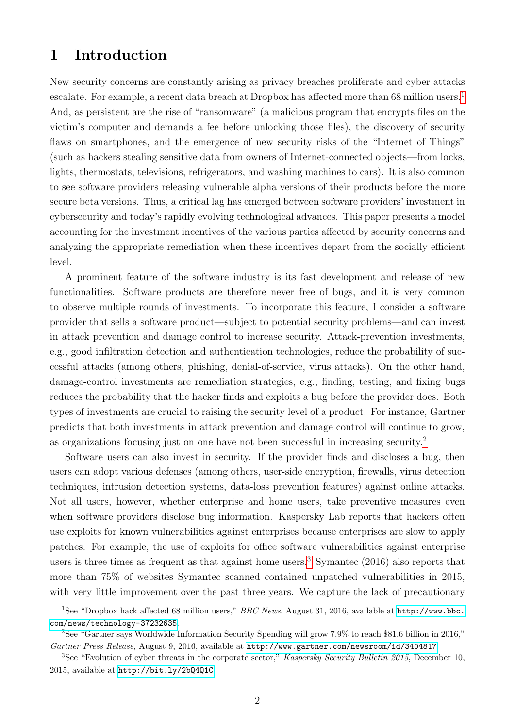# 1 Introduction

New security concerns are constantly arising as privacy breaches proliferate and cyber attacks escalate. For example, a recent data breach at Dropbox has affected more than 68 million users.[1] And, as persistent are the rise of "ransomware" (a malicious program that encrypts files on the victim's computer and demands a fee before unlocking those files), the discovery of security flaws on smartphones, and the emergence of new security risks of the "Internet of Things" (such as hackers stealing sensitive data from owners of Internet-connected objects—from locks, lights, thermostats, televisions, refrigerators, and washing machines to cars). It is also common to see software providers releasing vulnerable alpha versions of their products before the more secure beta versions. Thus, a critical lag has emerged between software providers' investment in cybersecurity and today's rapidly evolving technological advances. This paper presents a model accounting for the investment incentives of the various parties affected by security concerns and analyzing the appropriate remediation when these incentives depart from the socially efficient level.

A prominent feature of the software industry is its fast development and release of new functionalities. Software products are therefore never free of bugs, and it is very common to observe multiple rounds of investments. To incorporate this feature, I consider a software provider that sells a software product—subject to potential security problems—and can invest in attack prevention and damage control to increase security. Attack-prevention investments, e.g., good infiltration detection and authentication technologies, reduce the probability of successful attacks (among others, phishing, denial-of-service, virus attacks). On the other hand, damage-control investments are remediation strategies, e.g., finding, testing, and fixing bugs reduces the probability that the hacker finds and exploits a bug before the provider does. Both types of investments are crucial to raising the security level of a product. For instance, Gartner predicts that both investments in attack prevention and damage control will continue to grow, as organizations focusing just on one have not been successful in increasing security.[2]

Software users can also invest in security. If the provider finds and discloses a bug, then users can adopt various defenses (among others, user-side encryption, firewalls, virus detection techniques, intrusion detection systems, data-loss prevention features) against online attacks. Not all users, however, whether enterprise and home users, take preventive measures even when software providers disclose bug information. Kaspersky Lab reports that hackers often use exploits for known vulnerabilities against enterprises because enterprises are slow to apply patches. For example, the use of exploits for office software vulnerabilities against enterprise users is three times as frequent as that against home users.[3] Symantec (2016) also reports that more than 75% of websites Symantec scanned contained unpatched vulnerabilities in 2015, with very little improvement over the past three years. We capture the lack of precautionary

---

[1] See "Dropbox hack affected 68 million users," *BBC News*, August 31, 2016, available at http://www.bbc.com/news/technology-37232635.

[2] See "Gartner says Worldwide Information Security Spending will grow 7.9% to reach $81.6 billion in 2016," *Gartner Press Release*, August 9, 2016, available at http://www.gartner.com/newsroom/id/3404817.

[3] See "Evolution of cyber threats in the corporate sector," *Kaspersky Security Bulletin 2015*, December 10, 2015, available at http://bit.ly/2bQ4Q1C.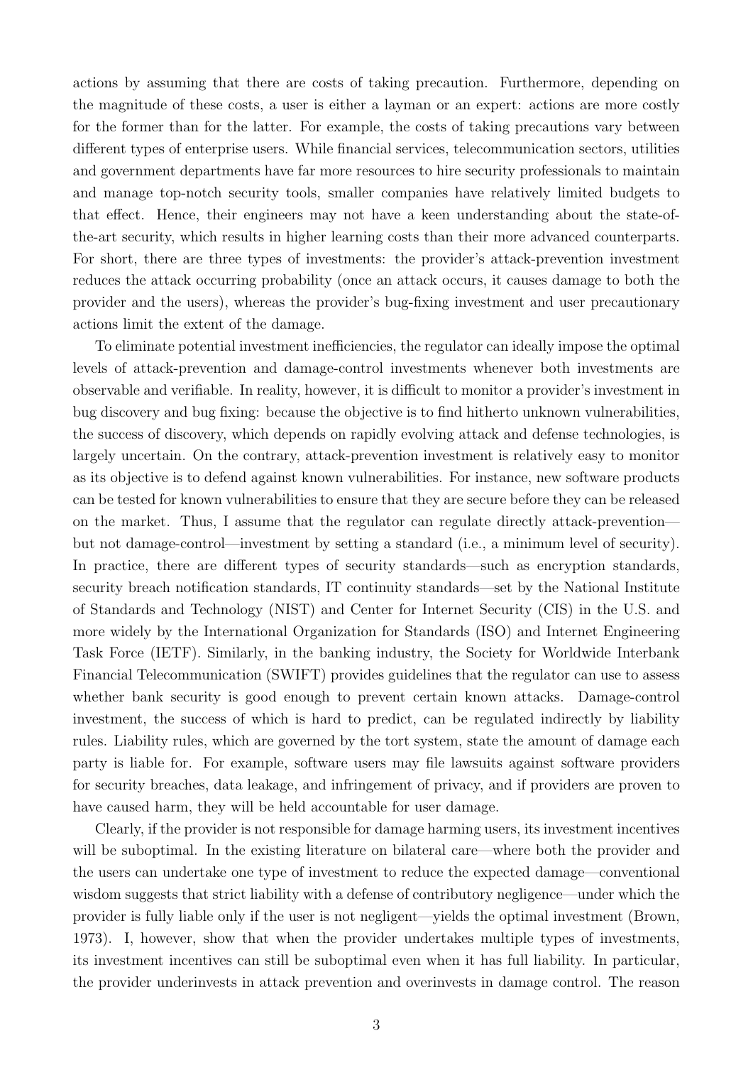actions by assuming that there are costs of taking precaution. Furthermore, depending on the magnitude of these costs, a user is either a layman or an expert: actions are more costly for the former than for the latter. For example, the costs of taking precautions vary between different types of enterprise users. While financial services, telecommunication sectors, utilities and government departments have far more resources to hire security professionals to maintain and manage top-notch security tools, smaller companies have relatively limited budgets to that effect. Hence, their engineers may not have a keen understanding about the state-of-the-art security, which results in higher learning costs than their more advanced counterparts. For short, there are three types of investments: the provider's attack-prevention investment reduces the attack occurring probability (once an attack occurs, it causes damage to both the provider and the users), whereas the provider's bug-fixing investment and user precautionary actions limit the extent of the damage.

To eliminate potential investment inefficiencies, the regulator can ideally impose the optimal levels of attack-prevention and damage-control investments whenever both investments are observable and verifiable. In reality, however, it is difficult to monitor a provider's investment in bug discovery and bug fixing: because the objective is to find hitherto unknown vulnerabilities, the success of discovery, which depends on rapidly evolving attack and defense technologies, is largely uncertain. On the contrary, attack-prevention investment is relatively easy to monitor as its objective is to defend against known vulnerabilities. For instance, new software products can be tested for known vulnerabilities to ensure that they are secure before they can be released on the market. Thus, I assume that the regulator can regulate directly attack-prevention—but not damage-control—investment by setting a standard (i.e., a minimum level of security). In practice, there are different types of security standards—such as encryption standards, security breach notification standards, IT continuity standards—set by the National Institute of Standards and Technology (NIST) and Center for Internet Security (CIS) in the U.S. and more widely by the International Organization for Standards (ISO) and Internet Engineering Task Force (IETF). Similarly, in the banking industry, the Society for Worldwide Interbank Financial Telecommunication (SWIFT) provides guidelines that the regulator can use to assess whether bank security is good enough to prevent certain known attacks. Damage-control investment, the success of which is hard to predict, can be regulated indirectly by liability rules. Liability rules, which are governed by the tort system, state the amount of damage each party is liable for. For example, software users may file lawsuits against software providers for security breaches, data leakage, and infringement of privacy, and if providers are proven to have caused harm, they will be held accountable for user damage.

Clearly, if the provider is not responsible for damage harming users, its investment incentives will be suboptimal. In the existing literature on bilateral care—where both the provider and the users can undertake one type of investment to reduce the expected damage—conventional wisdom suggests that strict liability with a defense of contributory negligence—under which the provider is fully liable only if the user is not negligent—yields the optimal investment (Brown, 1973). I, however, show that when the provider undertakes multiple types of investments, its investment incentives can still be suboptimal even when it has full liability. In particular, the provider underinvests in attack prevention and overinvests in damage control. The reason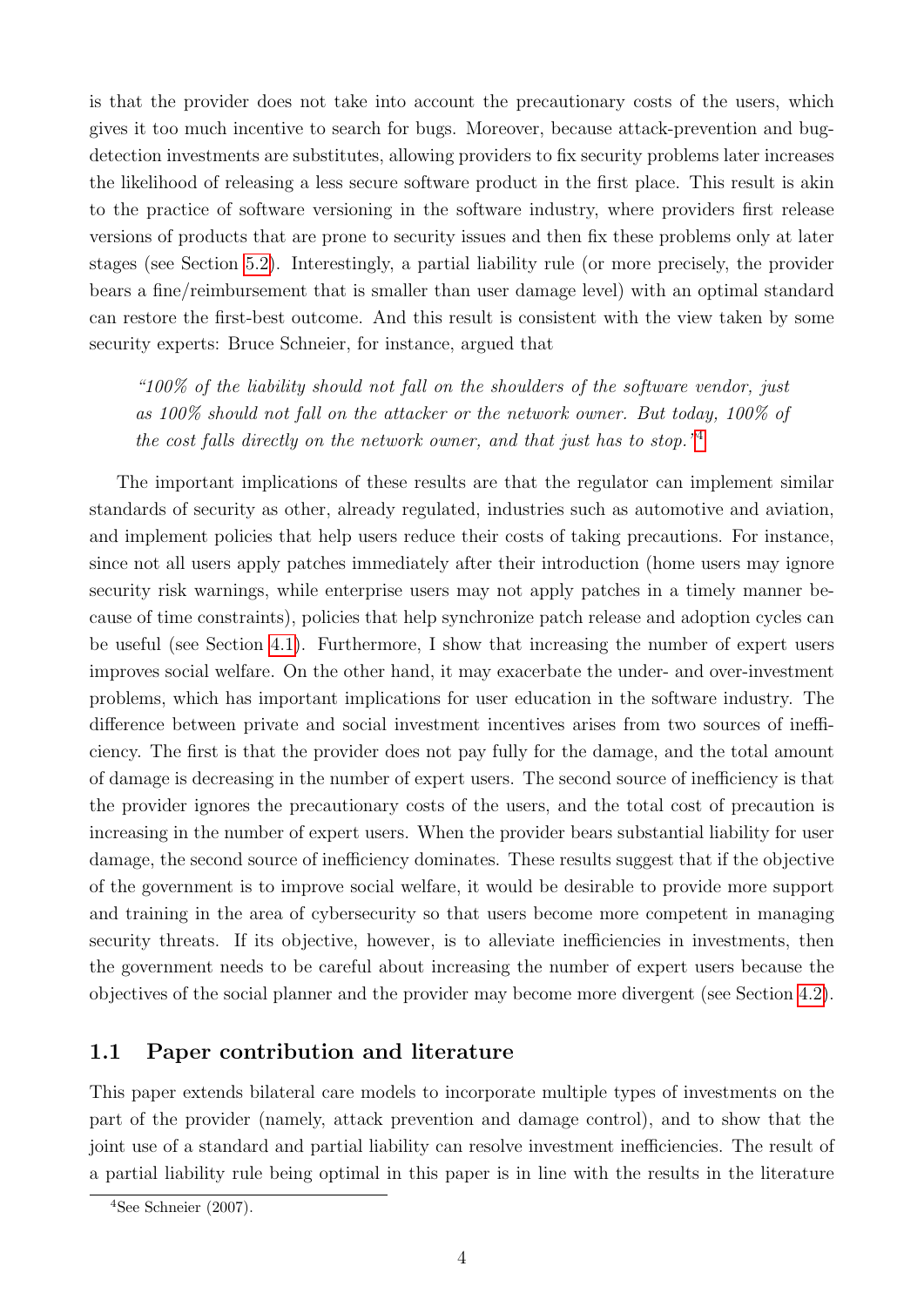is that the provider does not take into account the precautionary costs of the users, which gives it too much incentive to search for bugs. Moreover, because attack-prevention and bug-detection investments are substitutes, allowing providers to fix security problems later increases the likelihood of releasing a less secure software product in the first place. This result is akin to the practice of software versioning in the software industry, where providers first release versions of products that are prone to security issues and then fix these problems only at later stages (see Section 5.2). Interestingly, a partial liability rule (or more precisely, the provider bears a fine/reimbursement that is smaller than user damage level) with an optimal standard can restore the first-best outcome. And this result is consistent with the view taken by some security experts: Bruce Schneier, for instance, argued that

> *"100% of the liability should not fall on the shoulders of the software vendor, just as 100% should not fall on the attacker or the network owner. But today, 100% of the cost falls directly on the network owner, and that just has to stop."*[4]

The important implications of these results are that the regulator can implement similar standards of security as other, already regulated, industries such as automotive and aviation, and implement policies that help users reduce their costs of taking precautions. For instance, since not all users apply patches immediately after their introduction (home users may ignore security risk warnings, while enterprise users may not apply patches in a timely manner because of time constraints), policies that help synchronize patch release and adoption cycles can be useful (see Section 4.1). Furthermore, I show that increasing the number of expert users improves social welfare. On the other hand, it may exacerbate the under- and over-investment problems, which has important implications for user education in the software industry. The difference between private and social investment incentives arises from two sources of inefficiency. The first is that the provider does not pay fully for the damage, and the total amount of damage is decreasing in the number of expert users. The second source of inefficiency is that the provider ignores the precautionary costs of the users, and the total cost of precaution is increasing in the number of expert users. When the provider bears substantial liability for user damage, the second source of inefficiency dominates. These results suggest that if the objective of the government is to improve social welfare, it would be desirable to provide more support and training in the area of cybersecurity so that users become more competent in managing security threats. If its objective, however, is to alleviate inefficiencies in investments, then the government needs to be careful about increasing the number of expert users because the objectives of the social planner and the provider may become more divergent (see Section 4.2).

## 1.1 Paper contribution and literature

This paper extends bilateral care models to incorporate multiple types of investments on the part of the provider (namely, attack prevention and damage control), and to show that the joint use of a standard and partial liability can resolve investment inefficiencies. The result of a partial liability rule being optimal in this paper is in line with the results in the literature

[4] See Schneier (2007).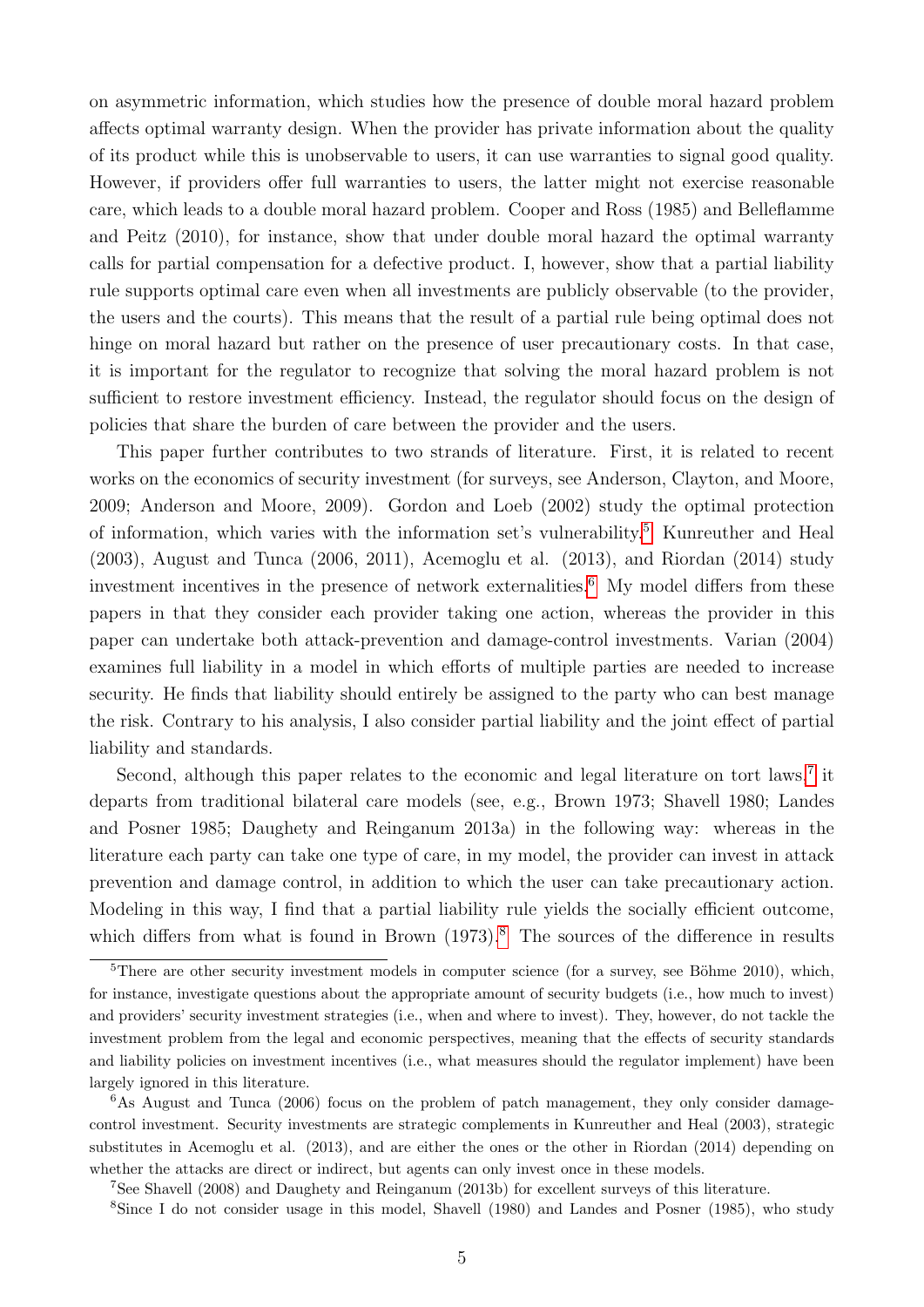on asymmetric information, which studies how the presence of double moral hazard problem affects optimal warranty design. When the provider has private information about the quality of its product while this is unobservable to users, it can use warranties to signal good quality. However, if providers offer full warranties to users, the latter might not exercise reasonable care, which leads to a double moral hazard problem. Cooper and Ross (1985) and Belleflamme and Peitz (2010), for instance, show that under double moral hazard the optimal warranty calls for partial compensation for a defective product. I, however, show that a partial liability rule supports optimal care even when all investments are publicly observable (to the provider, the users and the courts). This means that the result of a partial rule being optimal does not hinge on moral hazard but rather on the presence of user precautionary costs. In that case, it is important for the regulator to recognize that solving the moral hazard problem is not sufficient to restore investment efficiency. Instead, the regulator should focus on the design of policies that share the burden of care between the provider and the users.

This paper further contributes to two strands of literature. First, it is related to recent works on the economics of security investment (for surveys, see Anderson, Clayton, and Moore, 2009; Anderson and Moore, 2009). Gordon and Loeb (2002) study the optimal protection of information, which varies with the information set's vulnerability.[5] Kunreuther and Heal (2003), August and Tunca (2006, 2011), Acemoglu et al. (2013), and Riordan (2014) study investment incentives in the presence of network externalities.[6] My model differs from these papers in that they consider each provider taking one action, whereas the provider in this paper can undertake both attack-prevention and damage-control investments. Varian (2004) examines full liability in a model in which efforts of multiple parties are needed to increase security. He finds that liability should entirely be assigned to the party who can best manage the risk. Contrary to his analysis, I also consider partial liability and the joint effect of partial liability and standards.

Second, although this paper relates to the economic and legal literature on tort laws,[7] it departs from traditional bilateral care models (see, e.g., Brown 1973; Shavell 1980; Landes and Posner 1985; Daughety and Reinganum 2013a) in the following way: whereas in the literature each party can take one type of care, in my model, the provider can invest in attack prevention and damage control, in addition to which the user can take precautionary action. Modeling in this way, I find that a partial liability rule yields the socially efficient outcome, which differs from what is found in Brown (1973).[8] The sources of the difference in results

[5] There are other security investment models in computer science (for a survey, see Böhme 2010), which, for instance, investigate questions about the appropriate amount of security budgets (i.e., how much to invest) and providers' security investment strategies (i.e., when and where to invest). They, however, do not tackle the investment problem from the legal and economic perspectives, meaning that the effects of security standards and liability policies on investment incentives (i.e., what measures should the regulator implement) have been largely ignored in this literature.

[6] As August and Tunca (2006) focus on the problem of patch management, they only consider damage-control investment. Security investments are strategic complements in Kunreuther and Heal (2003), strategic substitutes in Acemoglu et al. (2013), and are either the ones or the other in Riordan (2014) depending on whether the attacks are direct or indirect, but agents can only invest once in these models.

[7] See Shavell (2008) and Daughety and Reinganum (2013b) for excellent surveys of this literature.

[8] Since I do not consider usage in this model, Shavell (1980) and Landes and Posner (1985), who study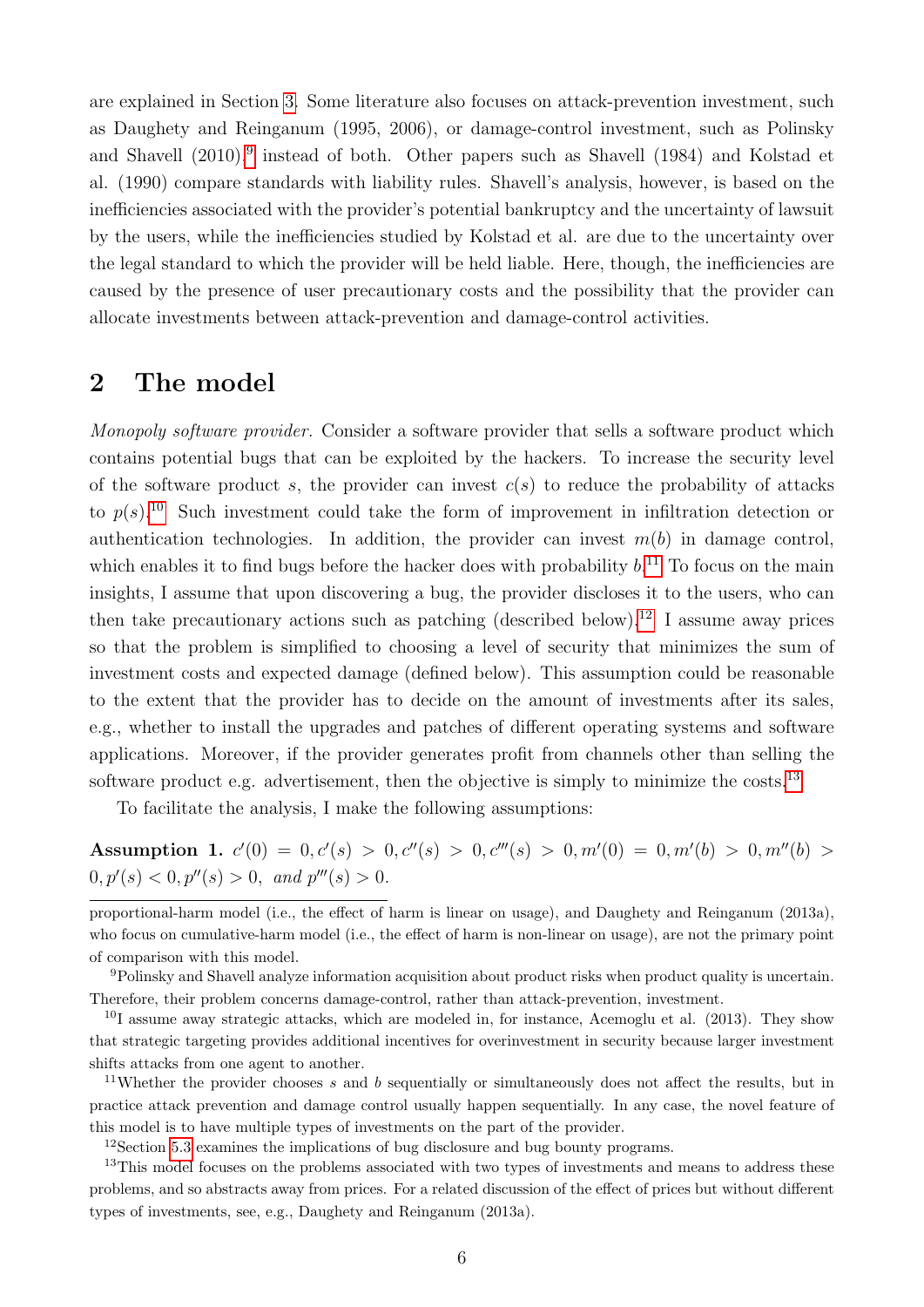are explained in Section 3. Some literature also focuses on attack-prevention investment, such as Daughety and Reinganum (1995, 2006), or damage-control investment, such as Polinsky and Shavell (2010),[9] instead of both. Other papers such as Shavell (1984) and Kolstad et al. (1990) compare standards with liability rules. Shavell's analysis, however, is based on the inefficiencies associated with the provider's potential bankruptcy and the uncertainty of lawsuit by the users, while the inefficiencies studied by Kolstad et al. are due to the uncertainty over the legal standard to which the provider will be held liable. Here, though, the inefficiencies are caused by the presence of user precautionary costs and the possibility that the provider can allocate investments between attack-prevention and damage-control activities.

## 2 The model

*Monopoly software provider.* Consider a software provider that sells a software product which contains potential bugs that can be exploited by the hackers. To increase the security level of the software product $s$, the provider can invest $c(s)$ to reduce the probability of attacks to $p(s)$.[10] Such investment could take the form of improvement in infiltration detection or authentication technologies. In addition, the provider can invest $m(b)$ in damage control, which enables it to find bugs before the hacker does with probability $b$.[11] To focus on the main insights, I assume that upon discovering a bug, the provider discloses it to the users, who can then take precautionary actions such as patching (described below).[12] I assume away prices so that the problem is simplified to choosing a level of security that minimizes the sum of investment costs and expected damage (defined below). This assumption could be reasonable to the extent that the provider has to decide on the amount of investments after its sales, e.g., whether to install the upgrades and patches of different operating systems and software applications. Moreover, if the provider generates profit from channels other than selling the software product e.g. advertisement, then the objective is simply to minimize the costs.[13]

To facilitate the analysis, I make the following assumptions:

**Assumption 1.** *$c'(0) = 0, c'(s) > 0, c''(s) > 0, c'''(s) > 0, m'(0) = 0, m'(b) > 0, m''(b) > 0, p'(s) < 0, p''(s) > 0,$ and $p'''(s) > 0$.*

proportional-harm model (i.e., the effect of harm is linear on usage), and Daughety and Reinganum (2013a), who focus on cumulative-harm model (i.e., the effect of harm is non-linear on usage), are not the primary point of comparison with this model.

[9] Polinsky and Shavell analyze information acquisition about product risks when product quality is uncertain. Therefore, their problem concerns damage-control, rather than attack-prevention, investment.

[10] I assume away strategic attacks, which are modeled in, for instance, Acemoglu et al. (2013). They show that strategic targeting provides additional incentives for overinvestment in security because larger investment shifts attacks from one agent to another.

[11] Whether the provider chooses $s$ and $b$ sequentially or simultaneously does not affect the results, but in practice attack prevention and damage control usually happen sequentially. In any case, the novel feature of this model is to have multiple types of investments on the part of the provider.

[12] Section 5.3 examines the implications of bug disclosure and bug bounty programs.

[13] This model focuses on the problems associated with two types of investments and means to address these problems, and so abstracts away from prices. For a related discussion of the effect of prices but without different types of investments, see, e.g., Daughety and Reinganum (2013a).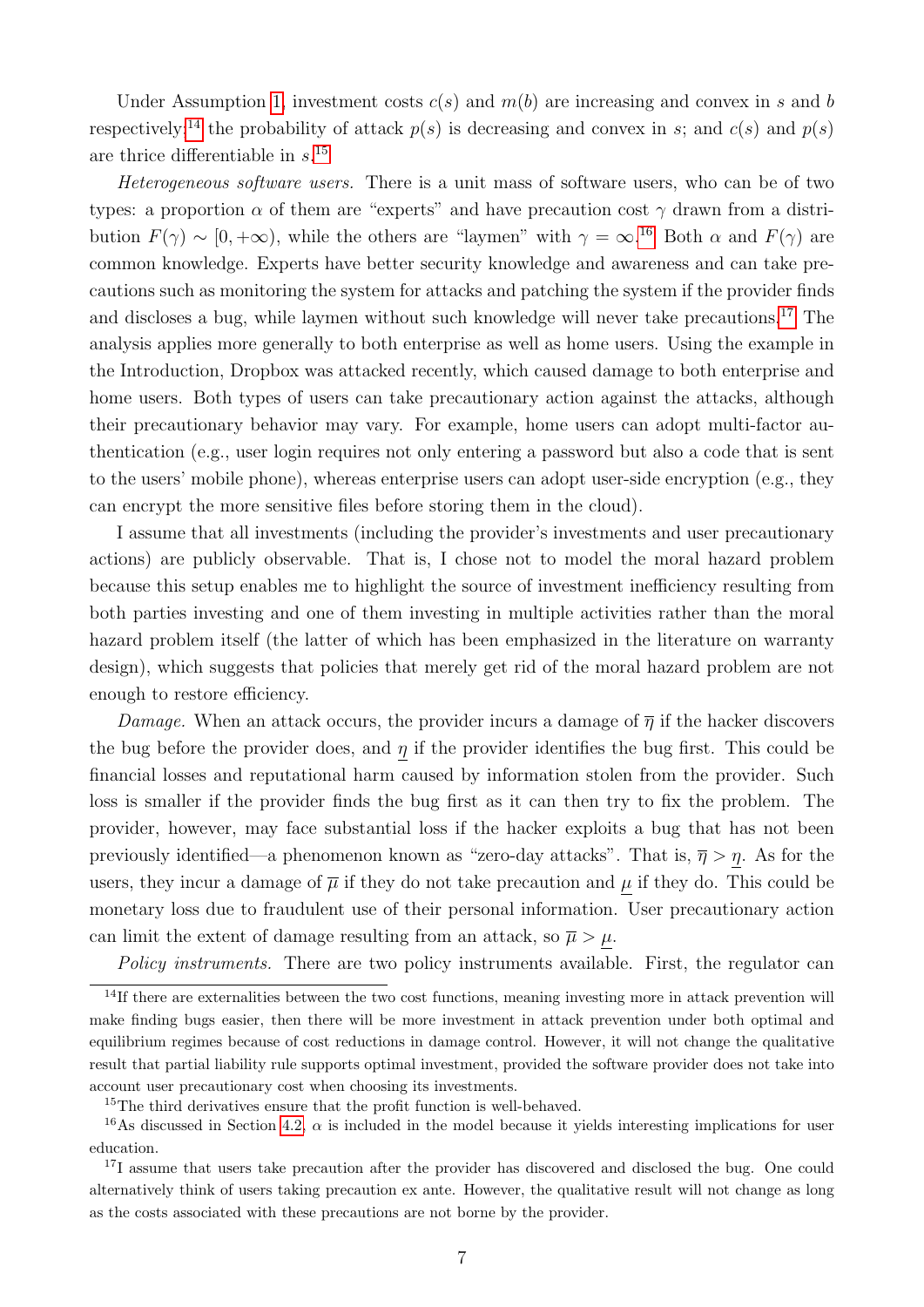Under Assumption 1, investment costs $c(s)$ and $m(b)$ are increasing and convex in $s$ and $b$ respectively;[14] the probability of attack $p(s)$ is decreasing and convex in $s$; and $c(s)$ and $p(s)$ are thrice differentiable in $s$.[15]

*Heterogeneous software users.* There is a unit mass of software users, who can be of two types: a proportion $\alpha$ of them are "experts" and have precaution cost $\gamma$ drawn from a distribution $F(\gamma) \sim [0, +\infty)$, while the others are "laymen" with $\gamma = \infty$.[16] Both $\alpha$ and $F(\gamma)$ are common knowledge. Experts have better security knowledge and awareness and can take precautions such as monitoring the system for attacks and patching the system if the provider finds and discloses a bug, while laymen without such knowledge will never take precautions.[17] The analysis applies more generally to both enterprise as well as home users. Using the example in the Introduction, Dropbox was attacked recently, which caused damage to both enterprise and home users. Both types of users can take precautionary action against the attacks, although their precautionary behavior may vary. For example, home users can adopt multi-factor authentication (e.g., user login requires not only entering a password but also a code that is sent to the users' mobile phone), whereas enterprise users can adopt user-side encryption (e.g., they can encrypt the more sensitive files before storing them in the cloud).

I assume that all investments (including the provider's investments and user precautionary actions) are publicly observable. That is, I chose not to model the moral hazard problem because this setup enables me to highlight the source of investment inefficiency resulting from both parties investing and one of them investing in multiple activities rather than the moral hazard problem itself (the latter of which has been emphasized in the literature on warranty design), which suggests that policies that merely get rid of the moral hazard problem are not enough to restore efficiency.

*Damage.* When an attack occurs, the provider incurs a damage of $\overline{\eta}$ if the hacker discovers the bug before the provider does, and $\underline{\eta}$ if the provider identifies the bug first. This could be financial losses and reputational harm caused by information stolen from the provider. Such loss is smaller if the provider finds the bug first as it can then try to fix the problem. The provider, however, may face substantial loss if the hacker exploits a bug that has not been previously identified—a phenomenon known as "zero-day attacks". That is, $\overline{\eta} > \underline{\eta}$. As for the users, they incur a damage of $\overline{\mu}$ if they do not take precaution and $\underline{\mu}$ if they do. This could be monetary loss due to fraudulent use of their personal information. User precautionary action can limit the extent of damage resulting from an attack, so $\overline{\mu} > \underline{\mu}$.

*Policy instruments.* There are two policy instruments available. First, the regulator can

---

[14] If there are externalities between the two cost functions, meaning investing more in attack prevention will make finding bugs easier, then there will be more investment in attack prevention under both optimal and equilibrium regimes because of cost reductions in damage control. However, it will not change the qualitative result that partial liability rule supports optimal investment, provided the software provider does not take into account user precautionary cost when choosing its investments.

[15] The third derivatives ensure that the profit function is well-behaved.

[16] As discussed in Section 4.2, $\alpha$ is included in the model because it yields interesting implications for user education.

[17] I assume that users take precaution after the provider has discovered and disclosed the bug. One could alternatively think of users taking precaution ex ante. However, the qualitative result will not change as long as the costs associated with these precautions are not borne by the provider.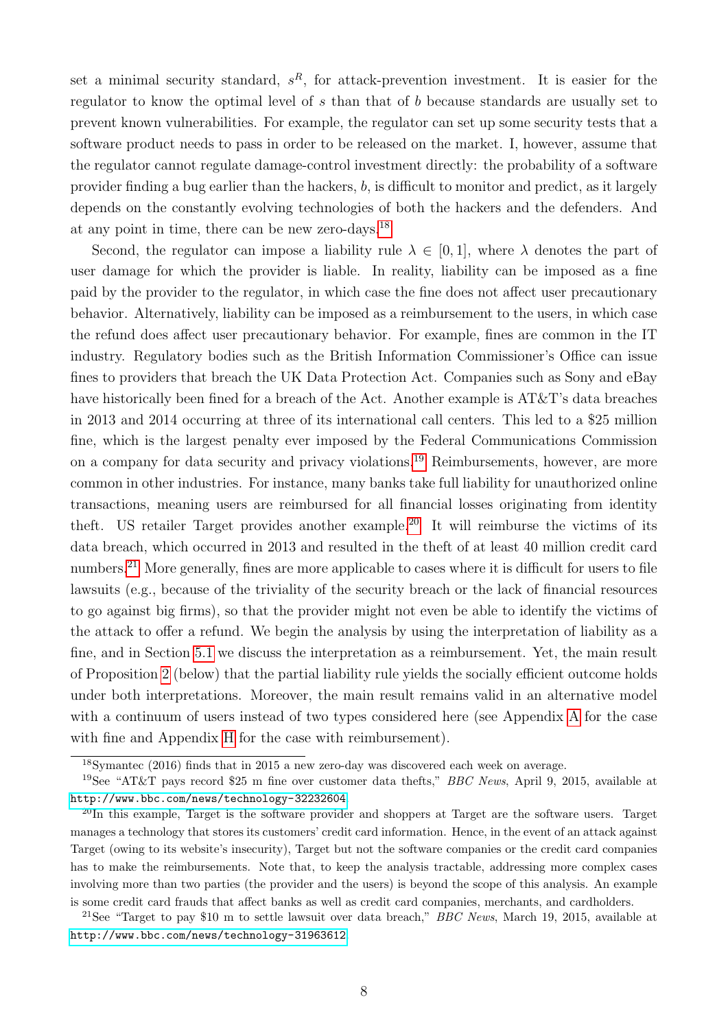set a minimal security standard, $s^R$, for attack-prevention investment. It is easier for the regulator to know the optimal level of $s$ than that of $b$ because standards are usually set to prevent known vulnerabilities. For example, the regulator can set up some security tests that a software product needs to pass in order to be released on the market. I, however, assume that the regulator cannot regulate damage-control investment directly: the probability of a software provider finding a bug earlier than the hackers, $b$, is difficult to monitor and predict, as it largely depends on the constantly evolving technologies of both the hackers and the defenders. And at any point in time, there can be new zero-days.[18]

Second, the regulator can impose a liability rule $\lambda \in [0, 1]$, where $\lambda$ denotes the part of user damage for which the provider is liable. In reality, liability can be imposed as a fine paid by the provider to the regulator, in which case the fine does not affect user precautionary behavior. Alternatively, liability can be imposed as a reimbursement to the users, in which case the refund does affect user precautionary behavior. For example, fines are common in the IT industry. Regulatory bodies such as the British Information Commissioner's Office can issue fines to providers that breach the UK Data Protection Act. Companies such as Sony and eBay have historically been fined for a breach of the Act. Another example is AT&T's data breaches in 2013 and 2014 occurring at three of its international call centers. This led to a $25 million fine, which is the largest penalty ever imposed by the Federal Communications Commission on a company for data security and privacy violations.[19] Reimbursements, however, are more common in other industries. For instance, many banks take full liability for unauthorized online transactions, meaning users are reimbursed for all financial losses originating from identity theft. US retailer Target provides another example.[20] It will reimburse the victims of its data breach, which occurred in 2013 and resulted in the theft of at least 40 million credit card numbers.[21] More generally, fines are more applicable to cases where it is difficult for users to file lawsuits (e.g., because of the triviality of the security breach or the lack of financial resources to go against big firms), so that the provider might not even be able to identify the victims of the attack to offer a refund. We begin the analysis by using the interpretation of liability as a fine, and in Section 5.1 we discuss the interpretation as a reimbursement. Yet, the main result of Proposition 2 (below) that the partial liability rule yields the socially efficient outcome holds under both interpretations. Moreover, the main result remains valid in an alternative model with a continuum of users instead of two types considered here (see Appendix A for the case with fine and Appendix H for the case with reimbursement).

[18] Symantec (2016) finds that in 2015 a new zero-day was discovered each week on average.

[19] See "AT&T pays record $25 m fine over customer data thefts," *BBC News*, April 9, 2015, available at http://www.bbc.com/news/technology-32232604

[20] In this example, Target is the software provider and shoppers at Target are the software users. Target manages a technology that stores its customers' credit card information. Hence, in the event of an attack against Target (owing to its website's insecurity), Target but not the software companies or the credit card companies has to make the reimbursements. Note that, to keep the analysis tractable, addressing more complex cases involving more than two parties (the provider and the users) is beyond the scope of this analysis. An example is some credit card frauds that affect banks as well as credit card companies, merchants, and cardholders.

[21] See "Target to pay $10 m to settle lawsuit over data breach," *BBC News*, March 19, 2015, available at http://www.bbc.com/news/technology-31963612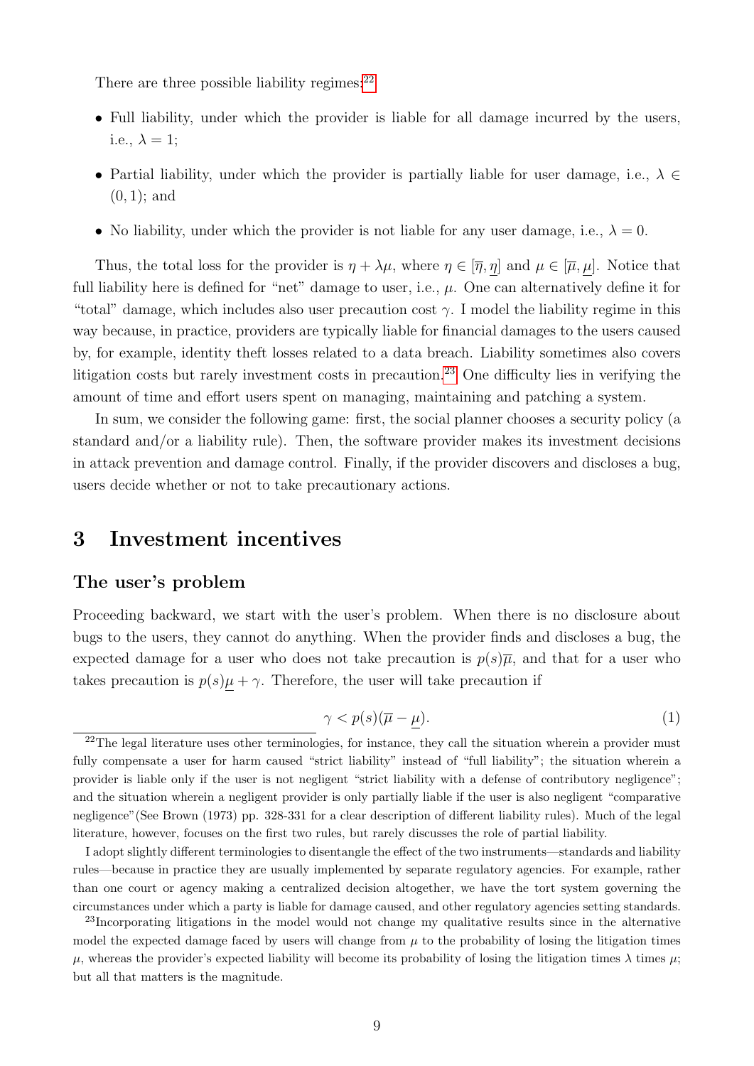There are three possible liability regimes:[22]

- Full liability, under which the provider is liable for all damage incurred by the users, i.e., $\lambda = 1$;
- Partial liability, under which the provider is partially liable for user damage, i.e., $\lambda \in (0, 1)$; and
- No liability, under which the provider is not liable for any user damage, i.e., $\lambda = 0$.

Thus, the total loss for the provider is $\eta + \lambda\mu$, where $\eta \in [\overline{\eta}, \underline{\eta}]$ and $\mu \in [\overline{\mu}, \underline{\mu}]$. Notice that full liability here is defined for "net" damage to user, i.e., $\mu$. One can alternatively define it for "total" damage, which includes also user precaution cost $\gamma$. I model the liability regime in this way because, in practice, providers are typically liable for financial damages to the users caused by, for example, identity theft losses related to a data breach. Liability sometimes also covers litigation costs but rarely investment costs in precaution.[23] One difficulty lies in verifying the amount of time and effort users spent on managing, maintaining and patching a system.

In sum, we consider the following game: first, the social planner chooses a security policy (a standard and/or a liability rule). Then, the software provider makes its investment decisions in attack prevention and damage control. Finally, if the provider discovers and discloses a bug, users decide whether or not to take precautionary actions.

# 3 Investment incentives

## The user's problem

Proceeding backward, we start with the user's problem. When there is no disclosure about bugs to the users, they cannot do anything. When the provider finds and discloses a bug, the expected damage for a user who does not take precaution is $p(s)\overline{\mu}$, and that for a user who takes precaution is $p(s)\underline{\mu} + \gamma$. Therefore, the user will take precaution if

$$\gamma < p(s)(\overline{\mu} - \underline{\mu}). \tag{1}$$

[22] The legal literature uses other terminologies, for instance, they call the situation wherein a provider must fully compensate a user for harm caused "strict liability" instead of "full liability"; the situation wherein a provider is liable only if the user is not negligent "strict liability with a defense of contributory negligence"; and the situation wherein a negligent provider is only partially liable if the user is also negligent "comparative negligence"(See Brown (1973) pp. 328-331 for a clear description of different liability rules). Much of the legal literature, however, focuses on the first two rules, but rarely discusses the role of partial liability.

I adopt slightly different terminologies to disentangle the effect of the two instruments—standards and liability rules—because in practice they are usually implemented by separate regulatory agencies. For example, rather than one court or agency making a centralized decision altogether, we have the tort system governing the circumstances under which a party is liable for damage caused, and other regulatory agencies setting standards.

[23] Incorporating litigations in the model would not change my qualitative results since in the alternative model the expected damage faced by users will change from $\mu$ to the probability of losing the litigation times $\mu$, whereas the provider's expected liability will become its probability of losing the litigation times $\lambda$ times $\mu$; but all that matters is the magnitude.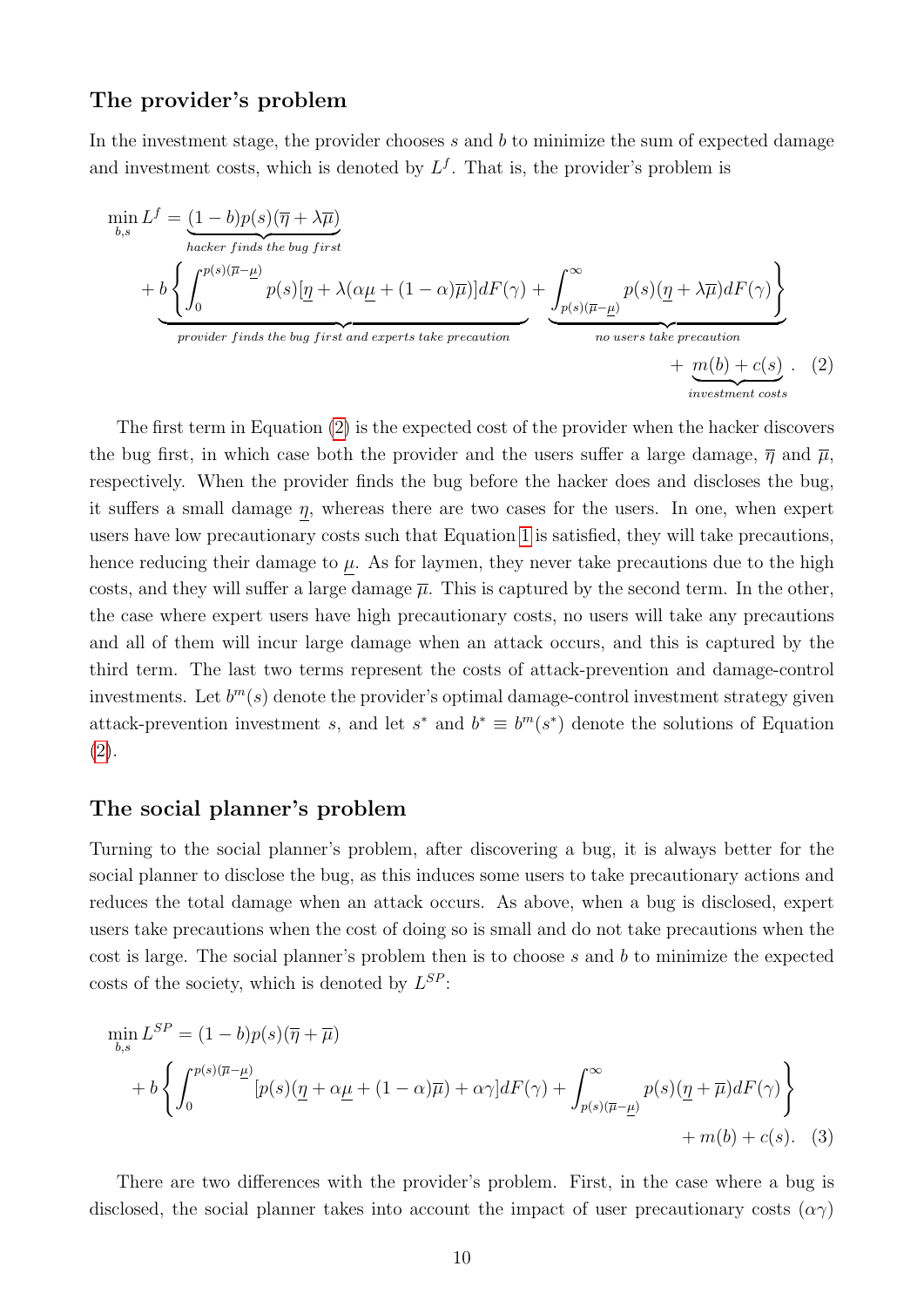### The provider's problem

In the investment stage, the provider chooses $s$ and $b$ to minimize the sum of expected damage and investment costs, which is denoted by $L^f$. That is, the provider's problem is

$$
\begin{aligned}
\min_{b,s} L^f = & \underbrace{(1-b)p(s)(\overline{\eta}+\lambda\overline{\mu})}_{\textit{hacker finds the bug first}} \\
& + b\underbrace{\left\{\int_0^{p(s)(\overline{\mu}-\underline{\mu})} p(s)[\underline{\eta}+\lambda(\alpha\underline{\mu}+(1-\alpha)\overline{\mu})]dF(\gamma)\right.}_{\textit{provider finds the bug first and experts take precaution}} + \underbrace{\left.\int_{p(s)(\overline{\mu}-\underline{\mu})}^{\infty} p(s)(\underline{\eta}+\lambda\overline{\mu})dF(\gamma)\right\}}_{\textit{no users take precaution}} \\
& + \underbrace{m(b)+c(s)}_{\textit{investment costs}}. \quad (2)
\end{aligned}
$$

The first term in Equation (2) is the expected cost of the provider when the hacker discovers the bug first, in which case both the provider and the users suffer a large damage, $\overline{\eta}$ and $\overline{\mu}$, respectively. When the provider finds the bug before the hacker does and discloses the bug, it suffers a small damage $\underline{\eta}$, whereas there are two cases for the users. In one, when expert users have low precautionary costs such that Equation 1 is satisfied, they will take precautions, hence reducing their damage to $\underline{\mu}$. As for laymen, they never take precautions due to the high costs, and they will suffer a large damage $\overline{\mu}$. This is captured by the second term. In the other, the case where expert users have high precautionary costs, no users will take any precautions and all of them will incur large damage when an attack occurs, and this is captured by the third term. The last two terms represent the costs of attack-prevention and damage-control investments. Let $b^m(s)$ denote the provider's optimal damage-control investment strategy given attack-prevention investment $s$, and let $s^*$ and $b^* \equiv b^m(s^*)$ denote the solutions of Equation (2).

### The social planner's problem

Turning to the social planner's problem, after discovering a bug, it is always better for the social planner to disclose the bug, as this induces some users to take precautionary actions and reduces the total damage when an attack occurs. As above, when a bug is disclosed, expert users take precautions when the cost of doing so is small and do not take precautions when the cost is large. The social planner's problem then is to choose $s$ and $b$ to minimize the expected costs of the society, which is denoted by $L^{SP}$:

$$
\begin{aligned}
\min_{b,s} L^{SP} = & (1-b)p(s)(\overline{\eta}+\overline{\mu}) \\
& + b\left\{\int_0^{p(s)(\overline{\mu}-\underline{\mu})} [p(s)(\underline{\eta}+\alpha\underline{\mu}+(1-\alpha)\overline{\mu})+\alpha\gamma]dF(\gamma) + \int_{p(s)(\overline{\mu}-\underline{\mu})}^{\infty} p(s)(\underline{\eta}+\overline{\mu})dF(\gamma)\right\} \\
& + m(b)+c(s). \quad (3)
\end{aligned}
$$

There are two differences with the provider's problem. First, in the case where a bug is disclosed, the social planner takes into account the impact of user precautionary costs ($\alpha\gamma$)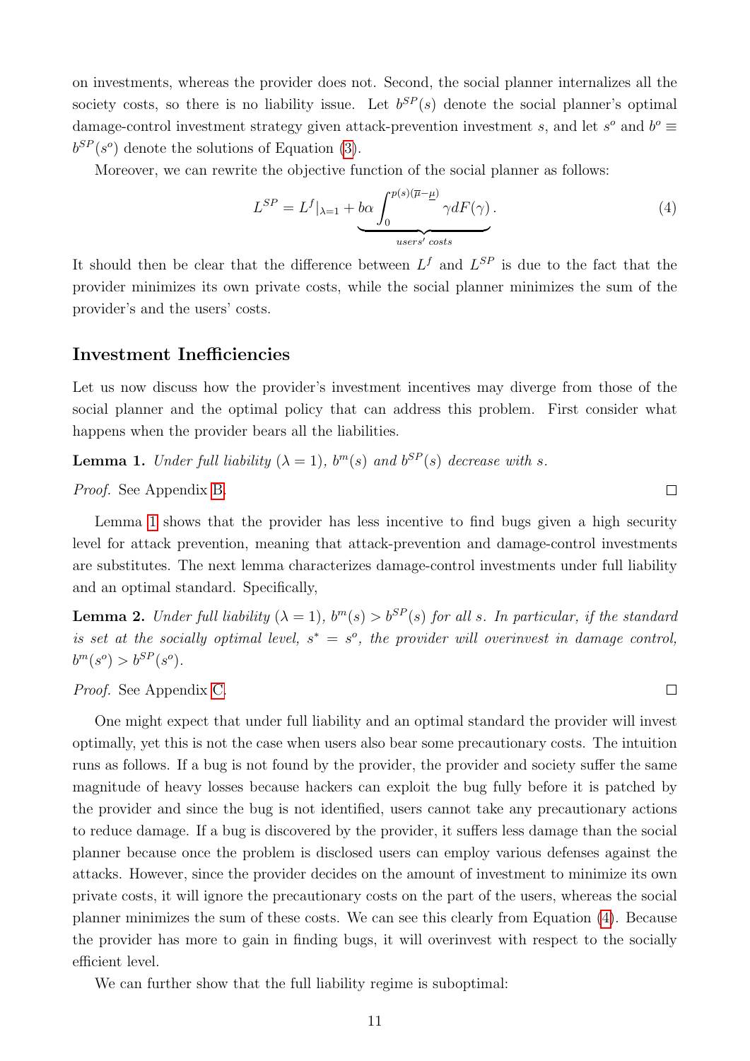on investments, whereas the provider does not. Second, the social planner internalizes all the society costs, so there is no liability issue. Let $b^{SP}(s)$ denote the social planner's optimal damage-control investment strategy given attack-prevention investment $s$, and let $s^o$ and $b^o \equiv b^{SP}(s^o)$ denote the solutions of Equation (3).

Moreover, we can rewrite the objective function of the social planner as follows:

$$L^{SP} = L^f|_{\lambda=1} + \underbrace{b\alpha \int_0^{p(s)(\overline{\mu}-\underline{\mu})} \gamma dF(\gamma)}_{users' \; costs}. \tag{4}$$

It should then be clear that the difference between $L^f$ and $L^{SP}$ is due to the fact that the provider minimizes its own private costs, while the social planner minimizes the sum of the provider's and the users' costs.

## Investment Inefficiencies

Let us now discuss how the provider's investment incentives may diverge from those of the social planner and the optimal policy that can address this problem. First consider what happens when the provider bears all the liabilities.

**Lemma 1.** *Under full liability ($\lambda = 1$), $b^m(s)$ and $b^{SP}(s)$ decrease with $s$.*

*Proof.* See Appendix B. □

Lemma 1 shows that the provider has less incentive to find bugs given a high security level for attack prevention, meaning that attack-prevention and damage-control investments are substitutes. The next lemma characterizes damage-control investments under full liability and an optimal standard. Specifically,

**Lemma 2.** *Under full liability ($\lambda = 1$), $b^m(s) > b^{SP}(s)$ for all $s$. In particular, if the standard is set at the socially optimal level, $s^* = s^o$, the provider will overinvest in damage control, $b^m(s^o) > b^{SP}(s^o)$.*

*Proof.* See Appendix C. □

One might expect that under full liability and an optimal standard the provider will invest optimally, yet this is not the case when users also bear some precautionary costs. The intuition runs as follows. If a bug is not found by the provider, the provider and society suffer the same magnitude of heavy losses because hackers can exploit the bug fully before it is patched by the provider and since the bug is not identified, users cannot take any precautionary actions to reduce damage. If a bug is discovered by the provider, it suffers less damage than the social planner because once the problem is disclosed users can employ various defenses against the attacks. However, since the provider decides on the amount of investment to minimize its own private costs, it will ignore the precautionary costs on the part of the users, whereas the social planner minimizes the sum of these costs. We can see this clearly from Equation (4). Because the provider has more to gain in finding bugs, it will overinvest with respect to the socially efficient level.

We can further show that the full liability regime is suboptimal: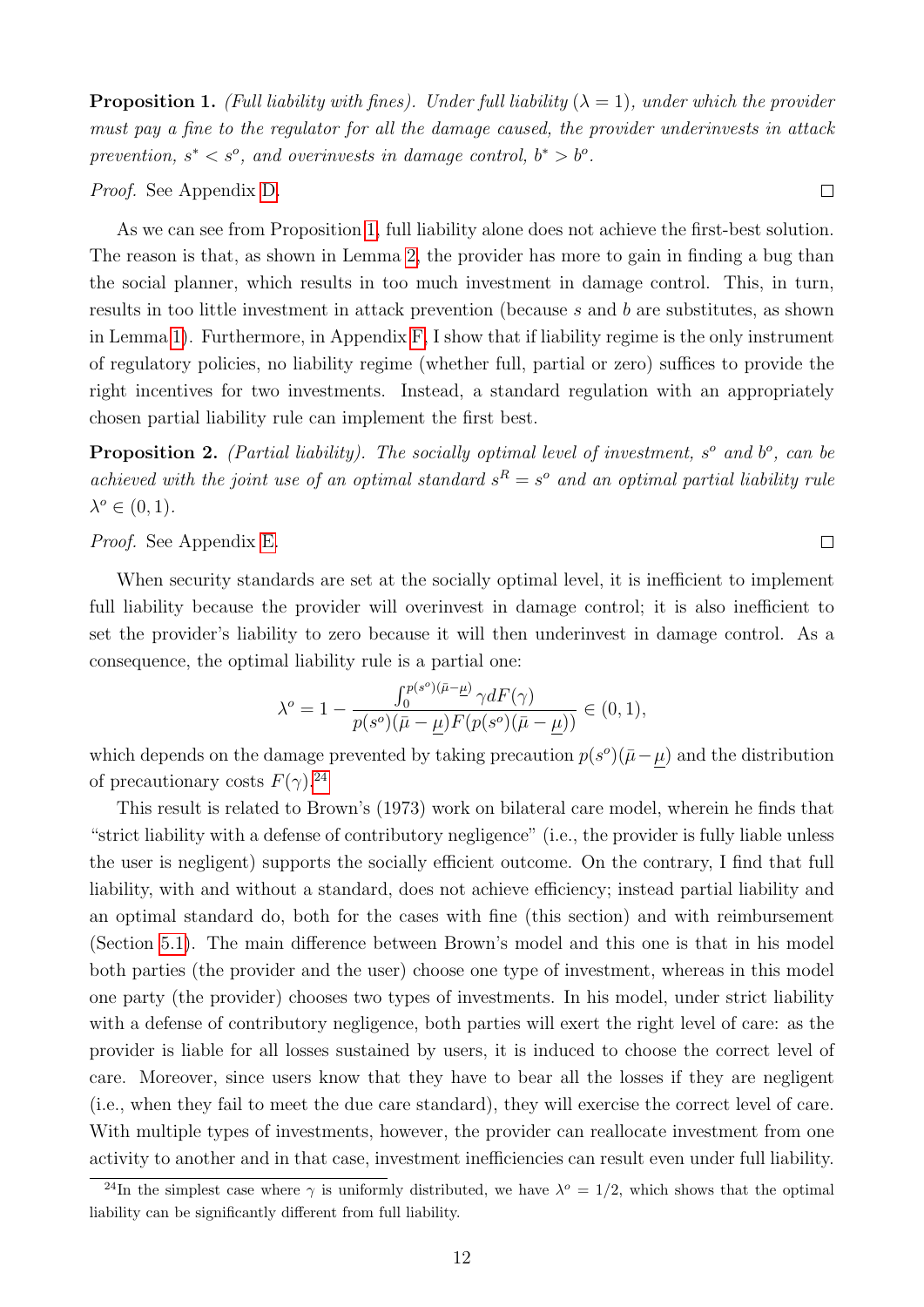**Proposition 1.** *(Full liability with fines). Under full liability ($\lambda = 1$), under which the provider must pay a fine to the regulator for all the damage caused, the provider underinvests in attack prevention, $s^* < s^o$, and overinvests in damage control, $b^* > b^o$.*

*Proof.* See Appendix D. □

As we can see from Proposition 1, full liability alone does not achieve the first-best solution. The reason is that, as shown in Lemma 2, the provider has more to gain in finding a bug than the social planner, which results in too much investment in damage control. This, in turn, results in too little investment in attack prevention (because $s$ and $b$ are substitutes, as shown in Lemma 1). Furthermore, in Appendix F, I show that if liability regime is the only instrument of regulatory policies, no liability regime (whether full, partial or zero) suffices to provide the right incentives for two investments. Instead, a standard regulation with an appropriately chosen partial liability rule can implement the first best.

**Proposition 2.** *(Partial liability). The socially optimal level of investment, $s^o$ and $b^o$, can be achieved with the joint use of an optimal standard $s^R = s^o$ and an optimal partial liability rule $\lambda^o \in (0, 1)$.*

*Proof.* See Appendix E. □

When security standards are set at the socially optimal level, it is inefficient to implement full liability because the provider will overinvest in damage control; it is also inefficient to set the provider's liability to zero because it will then underinvest in damage control. As a consequence, the optimal liability rule is a partial one:

$$\lambda^o = 1 - \frac{\int_0^{p(s^o)(\bar{\mu}-\underline{\mu})} \gamma dF(\gamma)}{p(s^o)(\bar{\mu}-\underline{\mu})F(p(s^o)(\bar{\mu}-\underline{\mu}))} \in (0, 1),$$

which depends on the damage prevented by taking precaution $p(s^o)(\bar{\mu}-\underline{\mu})$ and the distribution of precautionary costs $F(\gamma)$.[24]

This result is related to Brown's (1973) work on bilateral care model, wherein he finds that "strict liability with a defense of contributory negligence" (i.e., the provider is fully liable unless the user is negligent) supports the socially efficient outcome. On the contrary, I find that full liability, with and without a standard, does not achieve efficiency; instead partial liability and an optimal standard do, both for the cases with fine (this section) and with reimbursement (Section 5.1). The main difference between Brown's model and this one is that in his model both parties (the provider and the user) choose one type of investment, whereas in this model one party (the provider) chooses two types of investments. In his model, under strict liability with a defense of contributory negligence, both parties will exert the right level of care: as the provider is liable for all losses sustained by users, it is induced to choose the correct level of care. Moreover, since users know that they have to bear all the losses if they are negligent (i.e., when they fail to meet the due care standard), they will exercise the correct level of care. With multiple types of investments, however, the provider can reallocate investment from one activity to another and in that case, investment inefficiencies can result even under full liability.

[24] In the simplest case where $\gamma$ is uniformly distributed, we have $\lambda^o = 1/2$, which shows that the optimal liability can be significantly different from full liability.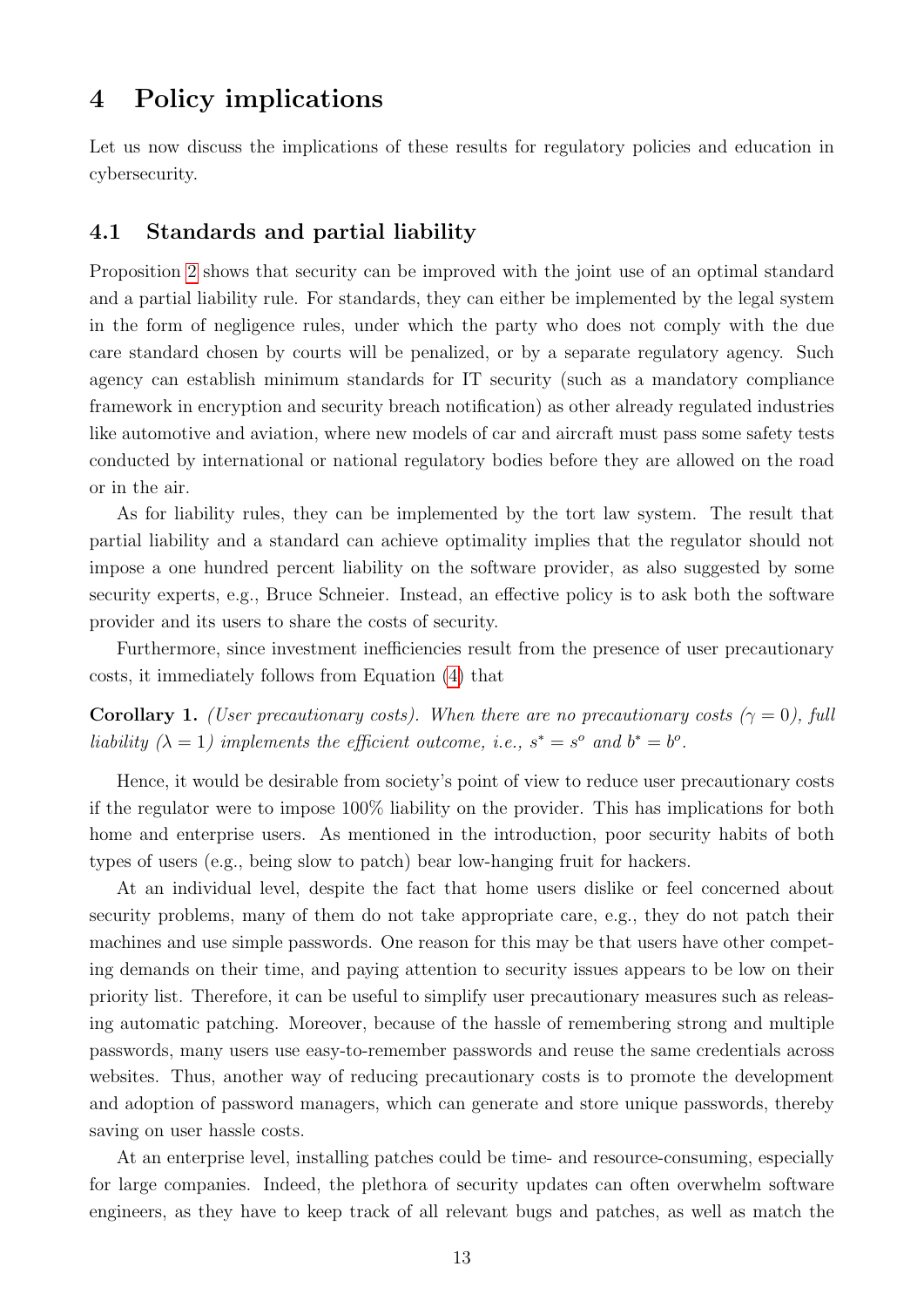# 4 Policy implications

Let us now discuss the implications of these results for regulatory policies and education in cybersecurity.

## 4.1 Standards and partial liability

Proposition 2 shows that security can be improved with the joint use of an optimal standard and a partial liability rule. For standards, they can either be implemented by the legal system in the form of negligence rules, under which the party who does not comply with the due care standard chosen by courts will be penalized, or by a separate regulatory agency. Such agency can establish minimum standards for IT security (such as a mandatory compliance framework in encryption and security breach notification) as other already regulated industries like automotive and aviation, where new models of car and aircraft must pass some safety tests conducted by international or national regulatory bodies before they are allowed on the road or in the air.

As for liability rules, they can be implemented by the tort law system. The result that partial liability and a standard can achieve optimality implies that the regulator should not impose a one hundred percent liability on the software provider, as also suggested by some security experts, e.g., Bruce Schneier. Instead, an effective policy is to ask both the software provider and its users to share the costs of security.

Furthermore, since investment inefficiencies result from the presence of user precautionary costs, it immediately follows from Equation (4) that

**Corollary 1.** *(User precautionary costs). When there are no precautionary costs ($\gamma = 0$), full liability ($\lambda = 1$) implements the efficient outcome, i.e., $s^* = s^o$ and $b^* = b^o$.*

Hence, it would be desirable from society's point of view to reduce user precautionary costs if the regulator were to impose 100% liability on the provider. This has implications for both home and enterprise users. As mentioned in the introduction, poor security habits of both types of users (e.g., being slow to patch) bear low-hanging fruit for hackers.

At an individual level, despite the fact that home users dislike or feel concerned about security problems, many of them do not take appropriate care, e.g., they do not patch their machines and use simple passwords. One reason for this may be that users have other competing demands on their time, and paying attention to security issues appears to be low on their priority list. Therefore, it can be useful to simplify user precautionary measures such as releasing automatic patching. Moreover, because of the hassle of remembering strong and multiple passwords, many users use easy-to-remember passwords and reuse the same credentials across websites. Thus, another way of reducing precautionary costs is to promote the development and adoption of password managers, which can generate and store unique passwords, thereby saving on user hassle costs.

At an enterprise level, installing patches could be time- and resource-consuming, especially for large companies. Indeed, the plethora of security updates can often overwhelm software engineers, as they have to keep track of all relevant bugs and patches, as well as match the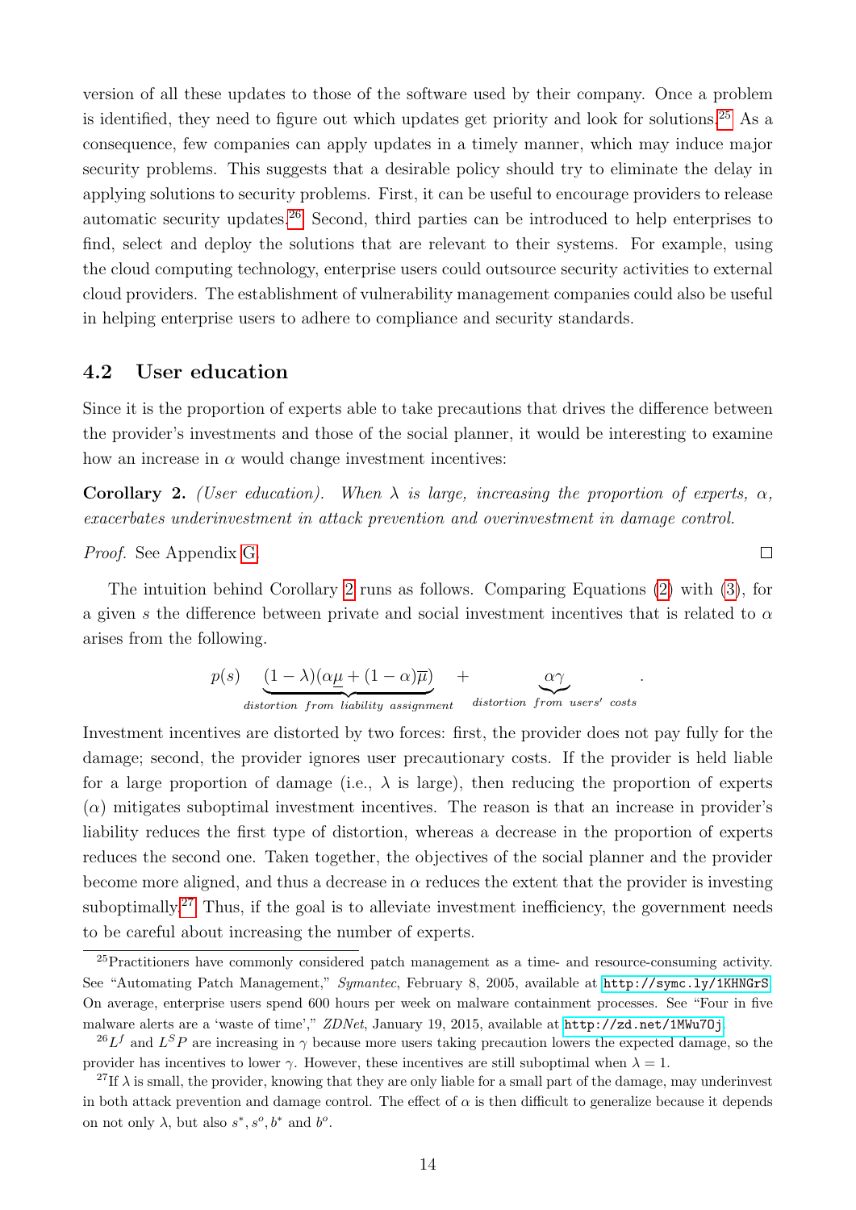version of all these updates to those of the software used by their company. Once a problem is identified, they need to figure out which updates get priority and look for solutions.[25] As a consequence, few companies can apply updates in a timely manner, which may induce major security problems. This suggests that a desirable policy should try to eliminate the delay in applying solutions to security problems. First, it can be useful to encourage providers to release automatic security updates.[26] Second, third parties can be introduced to help enterprises to find, select and deploy the solutions that are relevant to their systems. For example, using the cloud computing technology, enterprise users could outsource security activities to external cloud providers. The establishment of vulnerability management companies could also be useful in helping enterprise users to adhere to compliance and security standards.

## 4.2 User education

Since it is the proportion of experts able to take precautions that drives the difference between the provider's investments and those of the social planner, it would be interesting to examine how an increase in $\alpha$ would change investment incentives:

**Corollary 2.** *(User education). When $\lambda$ is large, increasing the proportion of experts, $\alpha$, exacerbates underinvestment in attack prevention and overinvestment in damage control.*

*Proof.* See Appendix G. ∎

The intuition behind Corollary 2 runs as follows. Comparing Equations (2) with (3), for a given $s$ the difference between private and social investment incentives that is related to $\alpha$ arises from the following.

$$p(s) \underbrace{(1-\lambda)(\alpha\underline{\mu} + (1-\alpha)\overline{\mu})}_{distortion\ from\ liability\ assignment} + \underbrace{\alpha\gamma}_{distortion\ from\ users'\ costs}.$$

Investment incentives are distorted by two forces: first, the provider does not pay fully for the damage; second, the provider ignores user precautionary costs. If the provider is held liable for a large proportion of damage (i.e., $\lambda$ is large), then reducing the proportion of experts ($\alpha$) mitigates suboptimal investment incentives. The reason is that an increase in provider's liability reduces the first type of distortion, whereas a decrease in the proportion of experts reduces the second one. Taken together, the objectives of the social planner and the provider become more aligned, and thus a decrease in $\alpha$ reduces the extent that the provider is investing suboptimally.[27] Thus, if the goal is to alleviate investment inefficiency, the government needs to be careful about increasing the number of experts.

---

[25] Practitioners have commonly considered patch management as a time- and resource-consuming activity. See "Automating Patch Management," *Symantec*, February 8, 2005, available at http://symc.ly/1KHNGrS. On average, enterprise users spend 600 hours per week on malware containment processes. See "Four in five malware alerts are a 'waste of time'," *ZDNet*, January 19, 2015, available at http://zd.net/1MWu7Oj.

[26] $L^f$ and $L^S P$ are increasing in $\gamma$ because more users taking precaution lowers the expected damage, so the provider has incentives to lower $\gamma$. However, these incentives are still suboptimal when $\lambda = 1$.

[27] If $\lambda$ is small, the provider, knowing that they are only liable for a small part of the damage, may underinvest in both attack prevention and damage control. The effect of $\alpha$ is then difficult to generalize because it depends on not only $\lambda$, but also $s^*, s^o, b^*$ and $b^o$.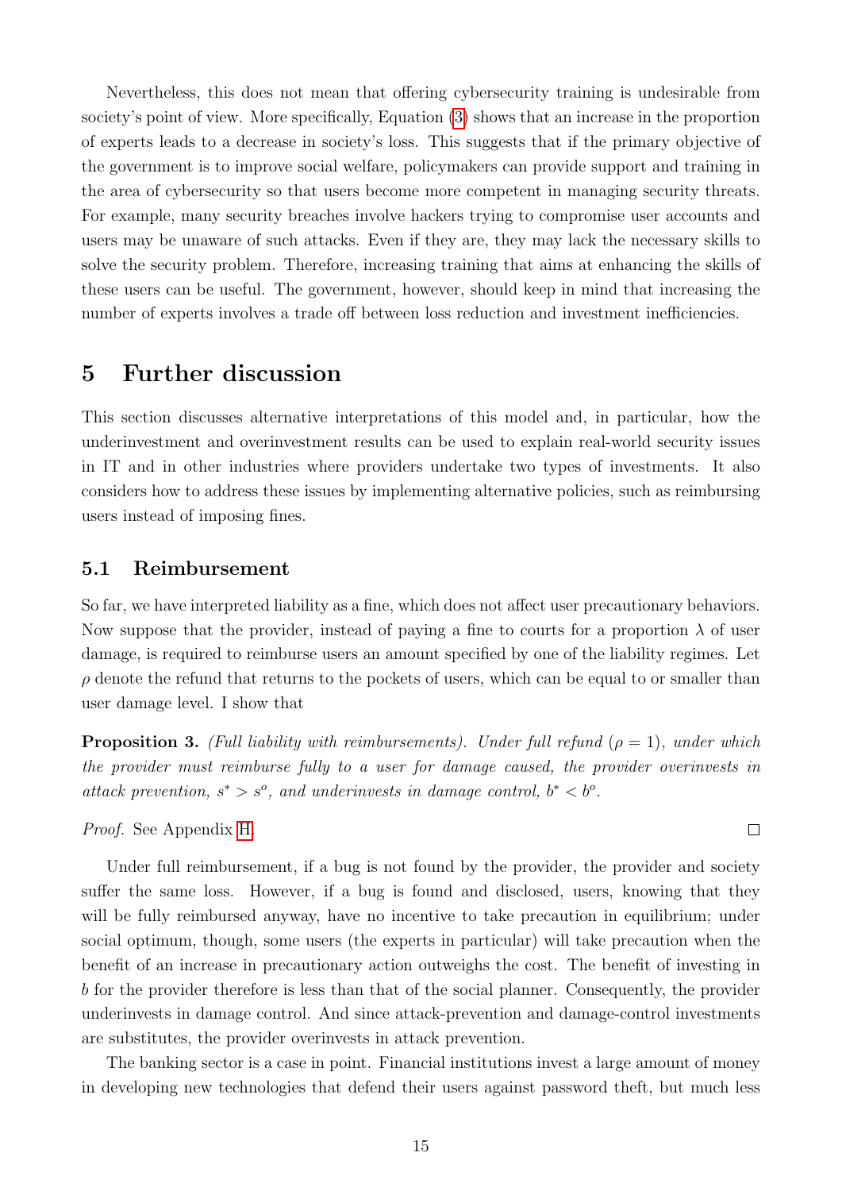Nevertheless, this does not mean that offering cybersecurity training is undesirable from society's point of view. More specifically, Equation (3) shows that an increase in the proportion of experts leads to a decrease in society's loss. This suggests that if the primary objective of the government is to improve social welfare, policymakers can provide support and training in the area of cybersecurity so that users become more competent in managing security threats. For example, many security breaches involve hackers trying to compromise user accounts and users may be unaware of such attacks. Even if they are, they may lack the necessary skills to solve the security problem. Therefore, increasing training that aims at enhancing the skills of these users can be useful. The government, however, should keep in mind that increasing the number of experts involves a trade off between loss reduction and investment inefficiencies.

# 5 Further discussion

This section discusses alternative interpretations of this model and, in particular, how the underinvestment and overinvestment results can be used to explain real-world security issues in IT and in other industries where providers undertake two types of investments. It also considers how to address these issues by implementing alternative policies, such as reimbursing users instead of imposing fines.

## 5.1 Reimbursement

So far, we have interpreted liability as a fine, which does not affect user precautionary behaviors. Now suppose that the provider, instead of paying a fine to courts for a proportion $\lambda$ of user damage, is required to reimburse users an amount specified by one of the liability regimes. Let $\rho$ denote the refund that returns to the pockets of users, which can be equal to or smaller than user damage level. I show that

**Proposition 3.** *(Full liability with reimbursements). Under full refund ($\rho = 1$), under which the provider must reimburse fully to a user for damage caused, the provider overinvests in attack prevention, $s^* > s^o$, and underinvests in damage control, $b^* < b^o$.*

*Proof.* See Appendix H. □

Under full reimbursement, if a bug is not found by the provider, the provider and society suffer the same loss. However, if a bug is found and disclosed, users, knowing that they will be fully reimbursed anyway, have no incentive to take precaution in equilibrium; under social optimum, though, some users (the experts in particular) will take precaution when the benefit of an increase in precautionary action outweighs the cost. The benefit of investing in $b$ for the provider therefore is less than that of the social planner. Consequently, the provider underinvests in damage control. And since attack-prevention and damage-control investments are substitutes, the provider overinvests in attack prevention.

The banking sector is a case in point. Financial institutions invest a large amount of money in developing new technologies that defend their users against password theft, but much less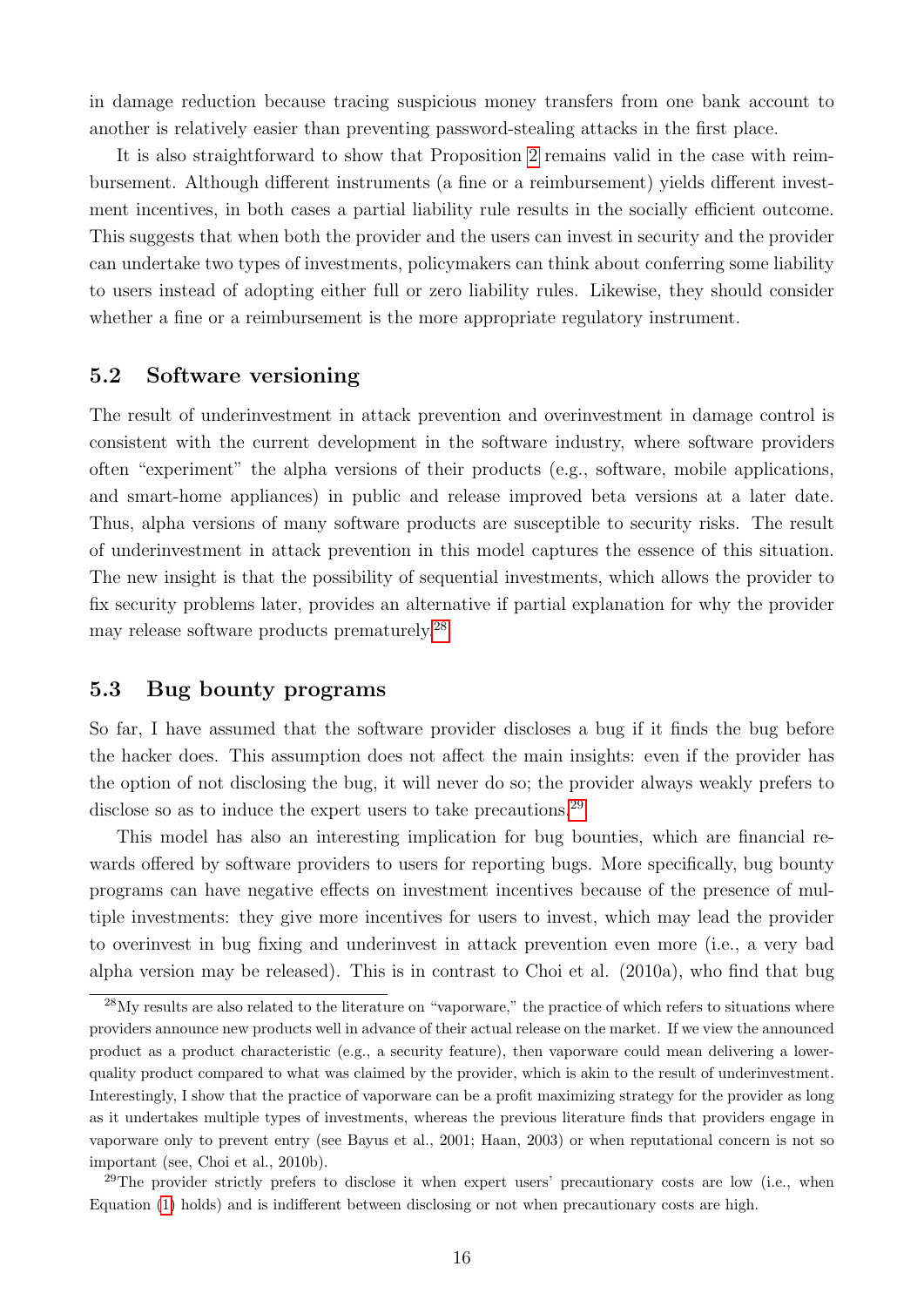in damage reduction because tracing suspicious money transfers from one bank account to another is relatively easier than preventing password-stealing attacks in the first place.

It is also straightforward to show that Proposition 2 remains valid in the case with reimbursement. Although different instruments (a fine or a reimbursement) yields different investment incentives, in both cases a partial liability rule results in the socially efficient outcome. This suggests that when both the provider and the users can invest in security and the provider can undertake two types of investments, policymakers can think about conferring some liability to users instead of adopting either full or zero liability rules. Likewise, they should consider whether a fine or a reimbursement is the more appropriate regulatory instrument.

## 5.2 Software versioning

The result of underinvestment in attack prevention and overinvestment in damage control is consistent with the current development in the software industry, where software providers often "experiment" the alpha versions of their products (e.g., software, mobile applications, and smart-home appliances) in public and release improved beta versions at a later date. Thus, alpha versions of many software products are susceptible to security risks. The result of underinvestment in attack prevention in this model captures the essence of this situation. The new insight is that the possibility of sequential investments, which allows the provider to fix security problems later, provides an alternative if partial explanation for why the provider may release software products prematurely.[28]

## 5.3 Bug bounty programs

So far, I have assumed that the software provider discloses a bug if it finds the bug before the hacker does. This assumption does not affect the main insights: even if the provider has the option of not disclosing the bug, it will never do so; the provider always weakly prefers to disclose so as to induce the expert users to take precautions.[29]

This model has also an interesting implication for bug bounties, which are financial rewards offered by software providers to users for reporting bugs. More specifically, bug bounty programs can have negative effects on investment incentives because of the presence of multiple investments: they give more incentives for users to invest, which may lead the provider to overinvest in bug fixing and underinvest in attack prevention even more (i.e., a very bad alpha version may be released). This is in contrast to Choi et al. (2010a), who find that bug

[28] My results are also related to the literature on "vaporware," the practice of which refers to situations where providers announce new products well in advance of their actual release on the market. If we view the announced product as a product characteristic (e.g., a security feature), then vaporware could mean delivering a lower-quality product compared to what was claimed by the provider, which is akin to the result of underinvestment. Interestingly, I show that the practice of vaporware can be a profit maximizing strategy for the provider as long as it undertakes multiple types of investments, whereas the previous literature finds that providers engage in vaporware only to prevent entry (see Bayus et al., 2001; Haan, 2003) or when reputational concern is not so important (see, Choi et al., 2010b).

[29] The provider strictly prefers to disclose it when expert users' precautionary costs are low (i.e., when Equation (1) holds) and is indifferent between disclosing or not when precautionary costs are high.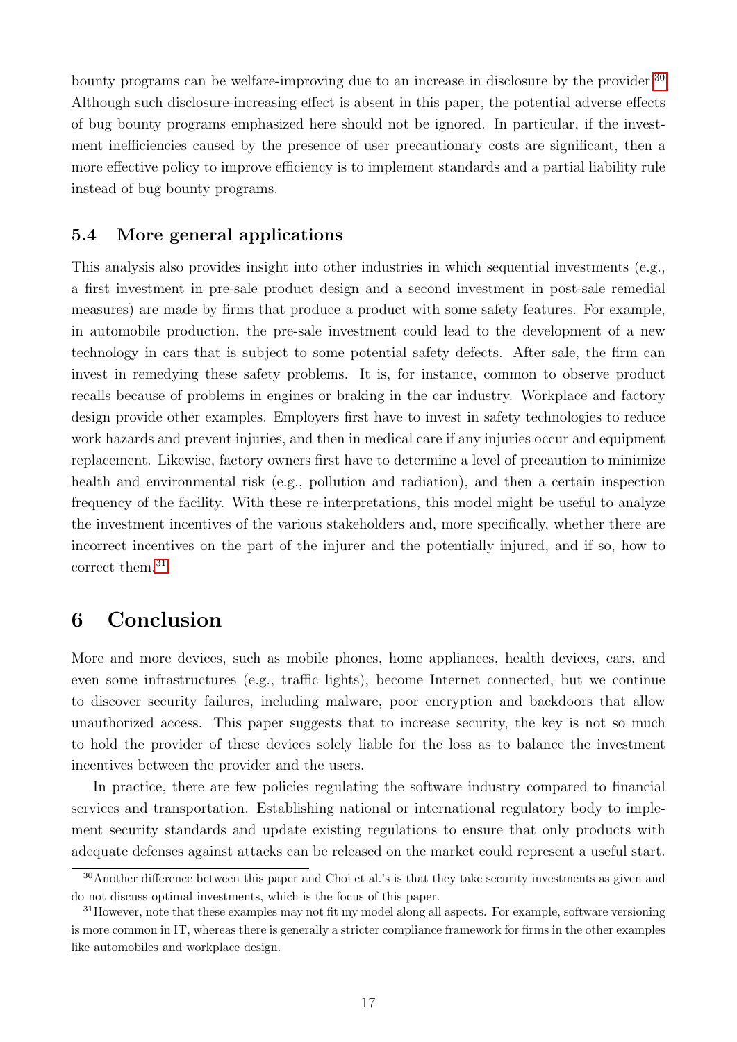bounty programs can be welfare-improving due to an increase in disclosure by the provider.[30] Although such disclosure-increasing effect is absent in this paper, the potential adverse effects of bug bounty programs emphasized here should not be ignored. In particular, if the investment inefficiencies caused by the presence of user precautionary costs are significant, then a more effective policy to improve efficiency is to implement standards and a partial liability rule instead of bug bounty programs.

### 5.4 More general applications

This analysis also provides insight into other industries in which sequential investments (e.g., a first investment in pre-sale product design and a second investment in post-sale remedial measures) are made by firms that produce a product with some safety features. For example, in automobile production, the pre-sale investment could lead to the development of a new technology in cars that is subject to some potential safety defects. After sale, the firm can invest in remedying these safety problems. It is, for instance, common to observe product recalls because of problems in engines or braking in the car industry. Workplace and factory design provide other examples. Employers first have to invest in safety technologies to reduce work hazards and prevent injuries, and then in medical care if any injuries occur and equipment replacement. Likewise, factory owners first have to determine a level of precaution to minimize health and environmental risk (e.g., pollution and radiation), and then a certain inspection frequency of the facility. With these re-interpretations, this model might be useful to analyze the investment incentives of the various stakeholders and, more specifically, whether there are incorrect incentives on the part of the injurer and the potentially injured, and if so, how to correct them.[31]

## 6 Conclusion

More and more devices, such as mobile phones, home appliances, health devices, cars, and even some infrastructures (e.g., traffic lights), become Internet connected, but we continue to discover security failures, including malware, poor encryption and backdoors that allow unauthorized access. This paper suggests that to increase security, the key is not so much to hold the provider of these devices solely liable for the loss as to balance the investment incentives between the provider and the users.

In practice, there are few policies regulating the software industry compared to financial services and transportation. Establishing national or international regulatory body to implement security standards and update existing regulations to ensure that only products with adequate defenses against attacks can be released on the market could represent a useful start.

[30] Another difference between this paper and Choi et al.'s is that they take security investments as given and do not discuss optimal investments, which is the focus of this paper.

[31] However, note that these examples may not fit my model along all aspects. For example, software versioning is more common in IT, whereas there is generally a stricter compliance framework for firms in the other examples like automobiles and workplace design.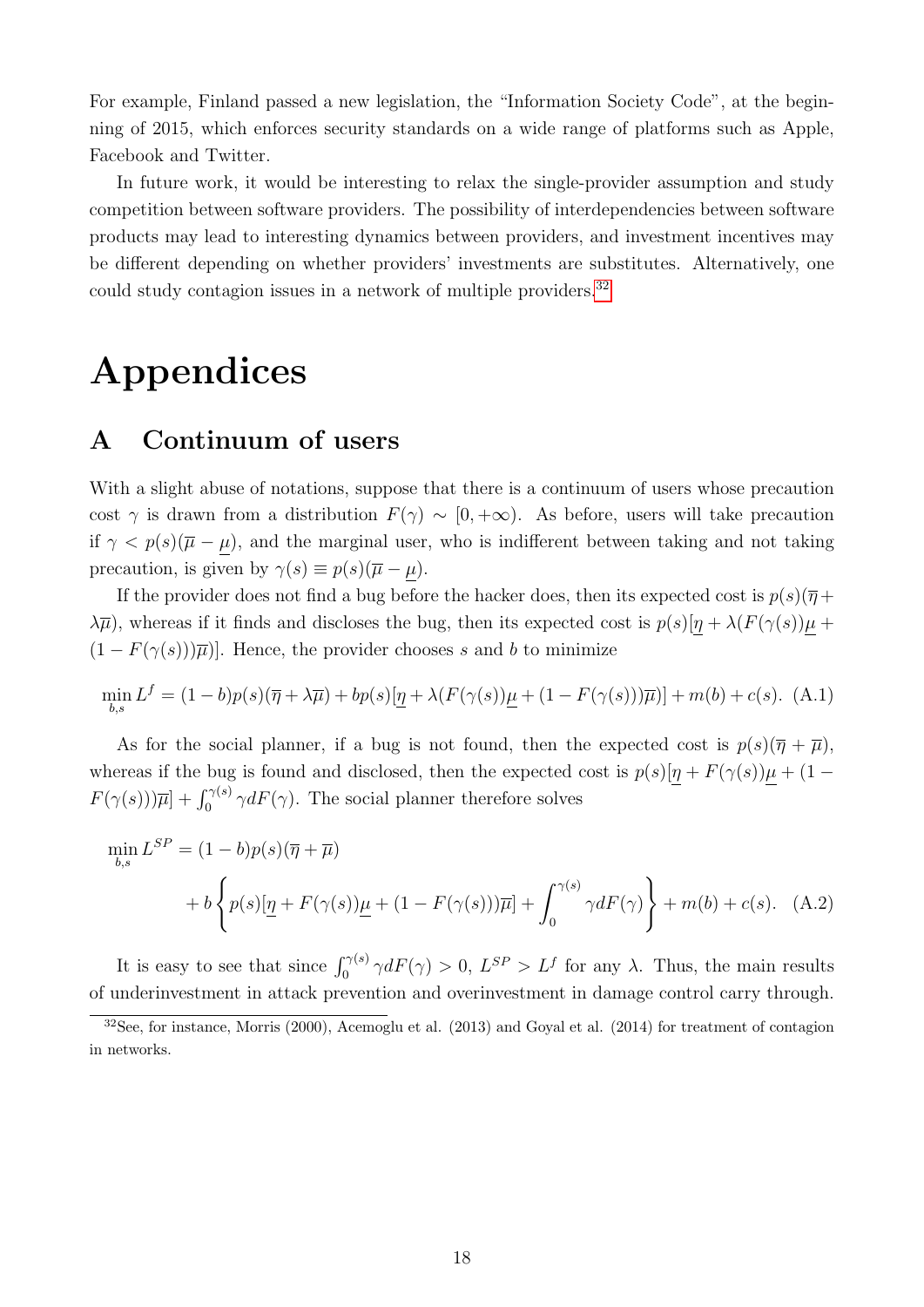For example, Finland passed a new legislation, the "Information Society Code", at the beginning of 2015, which enforces security standards on a wide range of platforms such as Apple, Facebook and Twitter.

In future work, it would be interesting to relax the single-provider assumption and study competition between software providers. The possibility of interdependencies between software products may lead to interesting dynamics between providers, and investment incentives may be different depending on whether providers' investments are substitutes. Alternatively, one could study contagion issues in a network of multiple providers.[32]

# Appendices

## A Continuum of users

With a slight abuse of notations, suppose that there is a continuum of users whose precaution cost $\gamma$ is drawn from a distribution $F(\gamma) \sim [0, +\infty)$. As before, users will take precaution if $\gamma < p(s)(\overline{\mu} - \underline{\mu})$, and the marginal user, who is indifferent between taking and not taking precaution, is given by $\gamma(s) \equiv p(s)(\overline{\mu} - \underline{\mu})$.

If the provider does not find a bug before the hacker does, then its expected cost is $p(s)(\overline{\eta} + \lambda\overline{\mu})$, whereas if it finds and discloses the bug, then its expected cost is $p(s)[\underline{\eta} + \lambda(F(\gamma(s))\underline{\mu} + (1 - F(\gamma(s)))\overline{\mu})]$. Hence, the provider chooses $s$ and $b$ to minimize

$$\min_{b,s} L^f = (1-b)p(s)(\overline{\eta} + \lambda\overline{\mu}) + bp(s)[\underline{\eta} + \lambda(F(\gamma(s))\underline{\mu} + (1 - F(\gamma(s)))\overline{\mu})] + m(b) + c(s). \quad \text{(A.1)}$$

As for the social planner, if a bug is not found, then the expected cost is $p(s)(\overline{\eta} + \overline{\mu})$, whereas if the bug is found and disclosed, then the expected cost is $p(s)[\underline{\eta} + F(\gamma(s))\underline{\mu} + (1 - F(\gamma(s)))\overline{\mu}] + \int_0^{\gamma(s)} \gamma dF(\gamma)$. The social planner therefore solves

$$\min_{b,s} L^{SP} = (1-b)p(s)(\overline{\eta} + \overline{\mu}) + b\left\{p(s)[\underline{\eta} + F(\gamma(s))\underline{\mu} + (1 - F(\gamma(s)))\overline{\mu}] + \int_0^{\gamma(s)} \gamma dF(\gamma)\right\} + m(b) + c(s). \quad \text{(A.2)}$$

It is easy to see that since $\int_0^{\gamma(s)} \gamma dF(\gamma) > 0$, $L^{SP} > L^f$ for any $\lambda$. Thus, the main results of underinvestment in attack prevention and overinvestment in damage control carry through.

[32] See, for instance, Morris (2000), Acemoglu et al. (2013) and Goyal et al. (2014) for treatment of contagion in networks.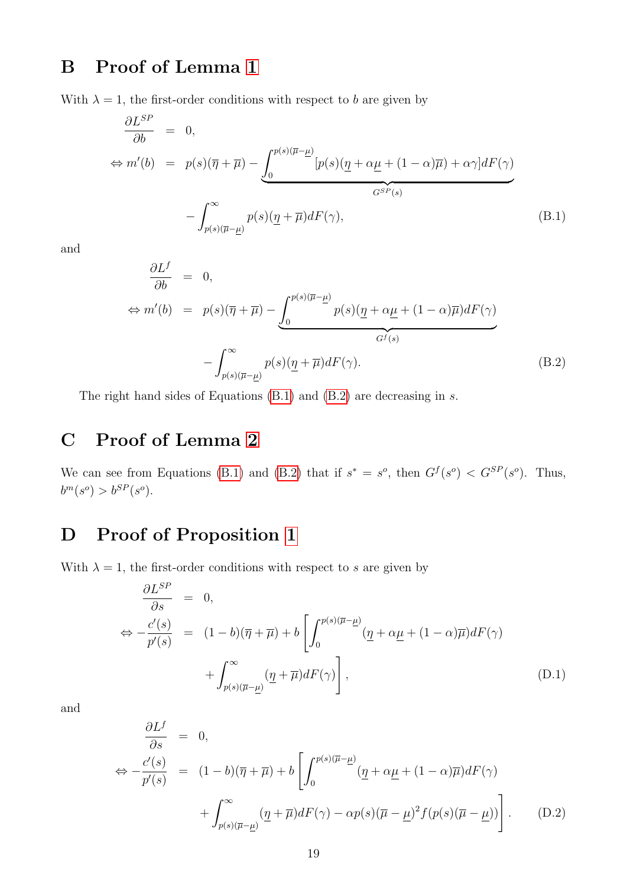## B Proof of Lemma 1

With $\lambda = 1$, the first-order conditions with respect to $b$ are given by

$$
\begin{aligned}
\frac{\partial L^{SP}}{\partial b} &= 0, \\
\Leftrightarrow m'(b) &= p(s)(\overline{\eta}+\overline{\mu}) - \underbrace{\int_0^{p(s)(\overline{\mu}-\underline{\mu})} [p(s)(\underline{\eta}+\alpha\underline{\mu}+(1-\alpha)\overline{\mu})+\alpha\gamma] dF(\gamma)}_{G^{SP}(s)} \\
&\quad - \int_{p(s)(\overline{\mu}-\underline{\mu})}^{\infty} p(s)(\underline{\eta}+\overline{\mu}) dF(\gamma),
\end{aligned} \tag{B.1}
$$

and

$$
\begin{aligned}
\frac{\partial L^{f}}{\partial b} &= 0, \\
\Leftrightarrow m'(b) &= p(s)(\overline{\eta}+\overline{\mu}) - \underbrace{\int_0^{p(s)(\overline{\mu}-\underline{\mu})} p(s)(\underline{\eta}+\alpha\underline{\mu}+(1-\alpha)\overline{\mu}) dF(\gamma)}_{G^{f}(s)} \\
&\quad - \int_{p(s)(\overline{\mu}-\underline{\mu})}^{\infty} p(s)(\underline{\eta}+\overline{\mu}) dF(\gamma).
\end{aligned} \tag{B.2}
$$

The right hand sides of Equations (B.1) and (B.2) are decreasing in $s$.

## C Proof of Lemma 2

We can see from Equations (B.1) and (B.2) that if $s^* = s^o$, then $G^f(s^o) < G^{SP}(s^o)$. Thus, $b^m(s^o) > b^{SP}(s^o)$.

## D Proof of Proposition 1

With $\lambda = 1$, the first-order conditions with respect to $s$ are given by

$$
\begin{aligned}
\frac{\partial L^{SP}}{\partial s} &= 0, \\
\Leftrightarrow -\frac{c'(s)}{p'(s)} &= (1-b)(\overline{\eta}+\overline{\mu}) + b\left[\int_0^{p(s)(\overline{\mu}-\underline{\mu})} (\underline{\eta}+\alpha\underline{\mu}+(1-\alpha)\overline{\mu}) dF(\gamma) \right. \\
&\quad \left. + \int_{p(s)(\overline{\mu}-\underline{\mu})}^{\infty} (\underline{\eta}+\overline{\mu}) dF(\gamma)\right],
\end{aligned} \tag{D.1}
$$

and

$$
\begin{aligned}
\frac{\partial L^{f}}{\partial s} &= 0, \\
\Leftrightarrow -\frac{c'(s)}{p'(s)} &= (1-b)(\overline{\eta}+\overline{\mu}) + b\left[\int_0^{p(s)(\overline{\mu}-\underline{\mu})} (\underline{\eta}+\alpha\underline{\mu}+(1-\alpha)\overline{\mu}) dF(\gamma) \right. \\
&\quad \left. + \int_{p(s)(\overline{\mu}-\underline{\mu})}^{\infty} (\underline{\eta}+\overline{\mu}) dF(\gamma) - \alpha p(s)(\overline{\mu}-\underline{\mu})^2 f(p(s)(\overline{\mu}-\underline{\mu}))\right].
\end{aligned} \tag{D.2}
$$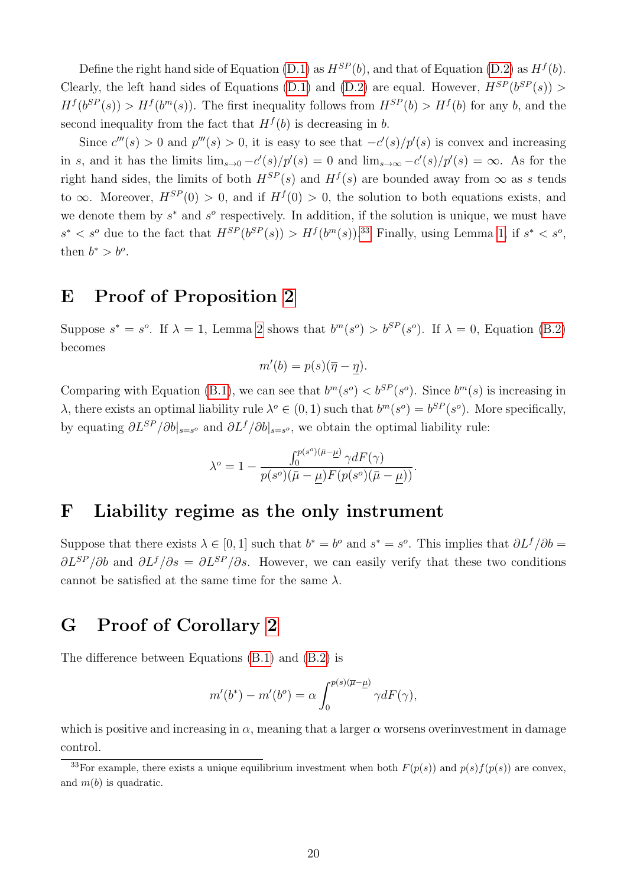Define the right hand side of Equation (D.1) as $H^{SP}(b)$, and that of Equation (D.2) as $H^f(b)$. Clearly, the left hand sides of Equations (D.1) and (D.2) are equal. However, $H^{SP}(b^{SP}(s)) > H^f(b^{SP}(s)) > H^f(b^m(s))$. The first inequality follows from $H^{SP}(b) > H^f(b)$ for any $b$, and the second inequality from the fact that $H^f(b)$ is decreasing in $b$.

Since $c'''(s) > 0$ and $p'''(s) > 0$, it is easy to see that $-c'(s)/p'(s)$ is convex and increasing in $s$, and it has the limits $\lim_{s\to 0} -c'(s)/p'(s) = 0$ and $\lim_{s\to\infty} -c'(s)/p'(s) = \infty$. As for the right hand sides, the limits of both $H^{SP}(s)$ and $H^f(s)$ are bounded away from $\infty$ as $s$ tends to $\infty$. Moreover, $H^{SP}(0) > 0$, and if $H^f(0) > 0$, the solution to both equations exists, and we denote them by $s^*$ and $s^o$ respectively. In addition, if the solution is unique, we must have $s^* < s^o$ due to the fact that $H^{SP}(b^{SP}(s)) > H^f(b^m(s))$.[33] Finally, using Lemma 1, if $s^* < s^o$, then $b^* > b^o$.

# E Proof of Proposition 2

Suppose $s^* = s^o$. If $\lambda = 1$, Lemma 2 shows that $b^m(s^o) > b^{SP}(s^o)$. If $\lambda = 0$, Equation (B.2) becomes

$$m'(b) = p(s)(\overline{\eta} - \underline{\eta}).$$

Comparing with Equation (B.1), we can see that $b^m(s^o) < b^{SP}(s^o)$. Since $b^m(s)$ is increasing in $\lambda$, there exists an optimal liability rule $\lambda^o \in (0, 1)$ such that $b^m(s^o) = b^{SP}(s^o)$. More specifically, by equating $\partial L^{SP}/\partial b|_{s=s^o}$ and $\partial L^f/\partial b|_{s=s^o}$, we obtain the optimal liability rule:

$$\lambda^o = 1 - \frac{\int_0^{p(s^o)(\bar{\mu}-\underline{\mu})} \gamma dF(\gamma)}{p(s^o)(\bar{\mu} - \underline{\mu})F(p(s^o)(\bar{\mu} - \underline{\mu}))}.$$

# F Liability regime as the only instrument

Suppose that there exists $\lambda \in [0, 1]$ such that $b^* = b^o$ and $s^* = s^o$. This implies that $\partial L^f/\partial b = \partial L^{SP}/\partial b$ and $\partial L^f/\partial s = \partial L^{SP}/\partial s$. However, we can easily verify that these two conditions cannot be satisfied at the same time for the same $\lambda$.

# G Proof of Corollary 2

The difference between Equations (B.1) and (B.2) is

$$m'(b^*) - m'(b^o) = \alpha \int_0^{p(s)(\overline{\mu}-\underline{\mu})} \gamma dF(\gamma),$$

which is positive and increasing in $\alpha$, meaning that a larger $\alpha$ worsens overinvestment in damage control.

[33] For example, there exists a unique equilibrium investment when both $F(p(s))$ and $p(s)f(p(s))$ are convex, and $m(b)$ is quadratic.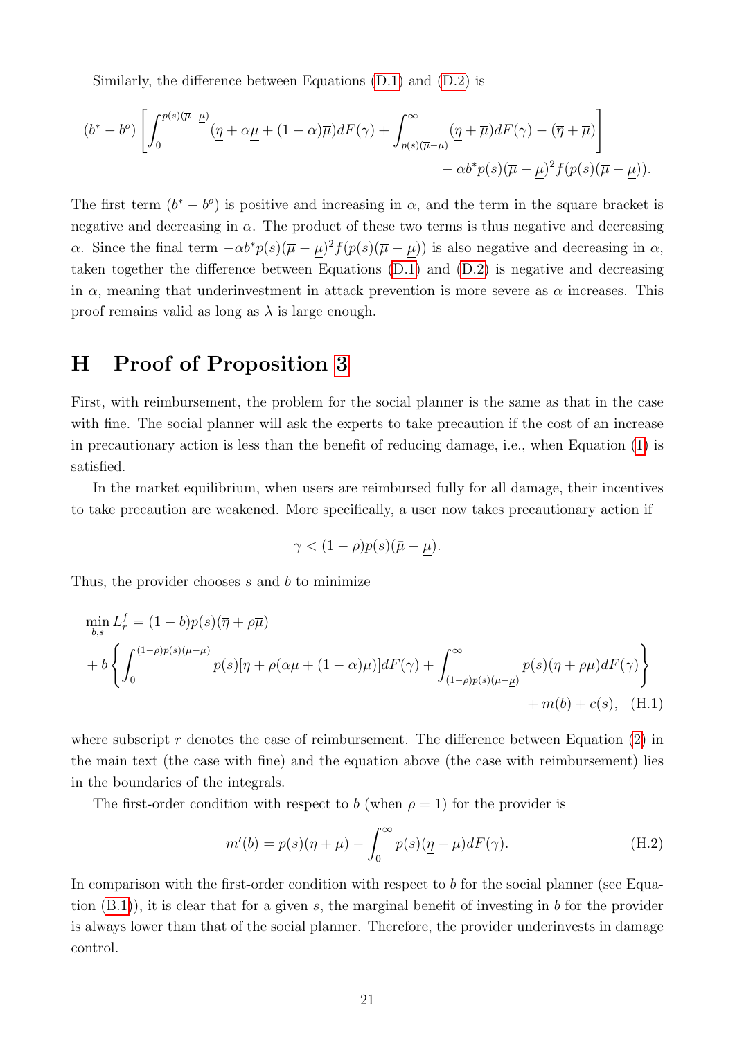Similarly, the difference between Equations (D.1) and (D.2) is

$$(b^* - b^o)\left[\int_0^{p(s)(\overline{\mu}-\underline{\mu})}(\underline{\eta} + \alpha\underline{\mu} + (1-\alpha)\overline{\mu})dF(\gamma) + \int_{p(s)(\overline{\mu}-\underline{\mu})}^{\infty}(\underline{\eta}+\overline{\mu})dF(\gamma) - (\overline{\eta}+\overline{\mu})\right] - \alpha b^* p(s)(\overline{\mu}-\underline{\mu})^2 f(p(s)(\overline{\mu}-\underline{\mu})).$$

The first term $(b^* - b^o)$ is positive and increasing in $\alpha$, and the term in the square bracket is negative and decreasing in $\alpha$. The product of these two terms is thus negative and decreasing $\alpha$. Since the final term $-\alpha b^* p(s)(\overline{\mu}-\underline{\mu})^2 f(p(s)(\overline{\mu}-\underline{\mu}))$ is also negative and decreasing in $\alpha$, taken together the difference between Equations (D.1) and (D.2) is negative and decreasing in $\alpha$, meaning that underinvestment in attack prevention is more severe as $\alpha$ increases. This proof remains valid as long as $\lambda$ is large enough.

# H Proof of Proposition 3

First, with reimbursement, the problem for the social planner is the same as that in the case with fine. The social planner will ask the experts to take precaution if the cost of an increase in precautionary action is less than the benefit of reducing damage, i.e., when Equation (1) is satisfied.

In the market equilibrium, when users are reimbursed fully for all damage, their incentives to take precaution are weakened. More specifically, a user now takes precautionary action if

$$\gamma < (1-\rho)p(s)(\bar{\mu} - \underline{\mu}).$$

Thus, the provider chooses $s$ and $b$ to minimize

$$\min_{b,s} L_r^f = (1-b)p(s)(\overline{\eta} + \rho\overline{\mu}) + b\left\{\int_0^{(1-\rho)p(s)(\overline{\mu}-\underline{\mu})} p(s)[\underline{\eta} + \rho(\alpha\underline{\mu} + (1-\alpha)\overline{\mu})]dF(\gamma) + \int_{(1-\rho)p(s)(\overline{\mu}-\underline{\mu})}^{\infty} p(s)(\underline{\eta} + \rho\overline{\mu})dF(\gamma)\right\} + m(b) + c(s), \quad \text{(H.1)}$$

where subscript $r$ denotes the case of reimbursement. The difference between Equation (2) in the main text (the case with fine) and the equation above (the case with reimbursement) lies in the boundaries of the integrals.

The first-order condition with respect to $b$ (when $\rho = 1$) for the provider is

$$m'(b) = p(s)(\overline{\eta} + \overline{\mu}) - \int_0^{\infty} p(s)(\underline{\eta} + \overline{\mu})dF(\gamma). \quad \text{(H.2)}$$

In comparison with the first-order condition with respect to $b$ for the social planner (see Equation (B.1)), it is clear that for a given $s$, the marginal benefit of investing in $b$ for the provider is always lower than that of the social planner. Therefore, the provider underinvests in damage control.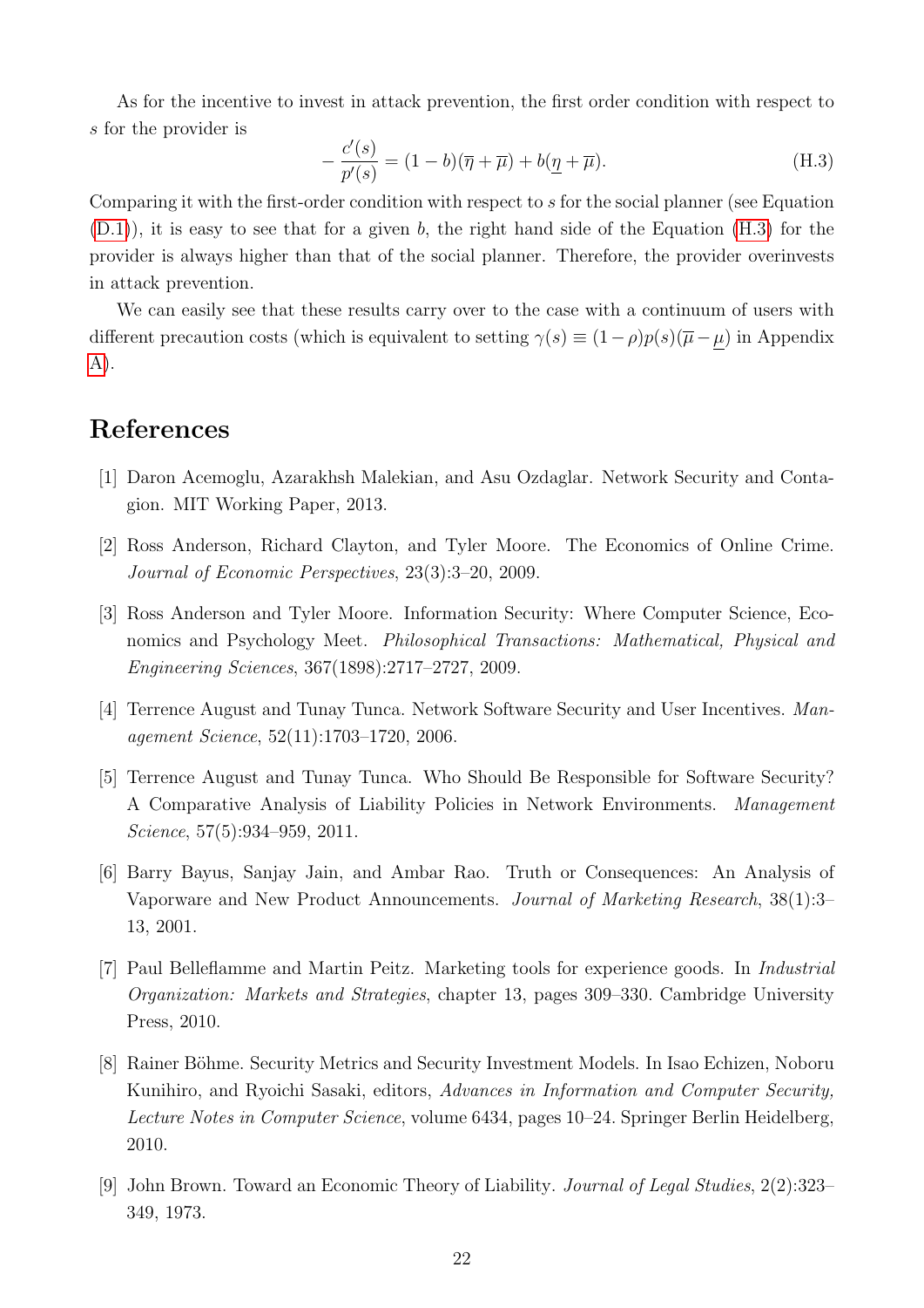As for the incentive to invest in attack prevention, the first order condition with respect to $s$ for the provider is

$$-\frac{c'(s)}{p'(s)} = (1-b)(\overline{\eta} + \overline{\mu}) + b(\underline{\eta} + \overline{\mu}). \tag{H.3}$$

Comparing it with the first-order condition with respect to $s$ for the social planner (see Equation (D.1)), it is easy to see that for a given $b$, the right hand side of the Equation (H.3) for the provider is always higher than that of the social planner. Therefore, the provider overinvests in attack prevention.

We can easily see that these results carry over to the case with a continuum of users with different precaution costs (which is equivalent to setting $\gamma(s) \equiv (1-\rho)p(s)(\overline{\mu} - \underline{\mu})$ in Appendix A).

# References

[1] Daron Acemoglu, Azarakhsh Malekian, and Asu Ozdaglar. Network Security and Contagion. MIT Working Paper, 2013.

[2] Ross Anderson, Richard Clayton, and Tyler Moore. The Economics of Online Crime. *Journal of Economic Perspectives*, 23(3):3–20, 2009.

[3] Ross Anderson and Tyler Moore. Information Security: Where Computer Science, Economics and Psychology Meet. *Philosophical Transactions: Mathematical, Physical and Engineering Sciences*, 367(1898):2717–2727, 2009.

[4] Terrence August and Tunay Tunca. Network Software Security and User Incentives. *Management Science*, 52(11):1703–1720, 2006.

[5] Terrence August and Tunay Tunca. Who Should Be Responsible for Software Security? A Comparative Analysis of Liability Policies in Network Environments. *Management Science*, 57(5):934–959, 2011.

[6] Barry Bayus, Sanjay Jain, and Ambar Rao. Truth or Consequences: An Analysis of Vaporware and New Product Announcements. *Journal of Marketing Research*, 38(1):3–13, 2001.

[7] Paul Belleflamme and Martin Peitz. Marketing tools for experience goods. In *Industrial Organization: Markets and Strategies*, chapter 13, pages 309–330. Cambridge University Press, 2010.

[8] Rainer Böhme. Security Metrics and Security Investment Models. In Isao Echizen, Noboru Kunihiro, and Ryoichi Sasaki, editors, *Advances in Information and Computer Security, Lecture Notes in Computer Science*, volume 6434, pages 10–24. Springer Berlin Heidelberg, 2010.

[9] John Brown. Toward an Economic Theory of Liability. *Journal of Legal Studies*, 2(2):323–349, 1973.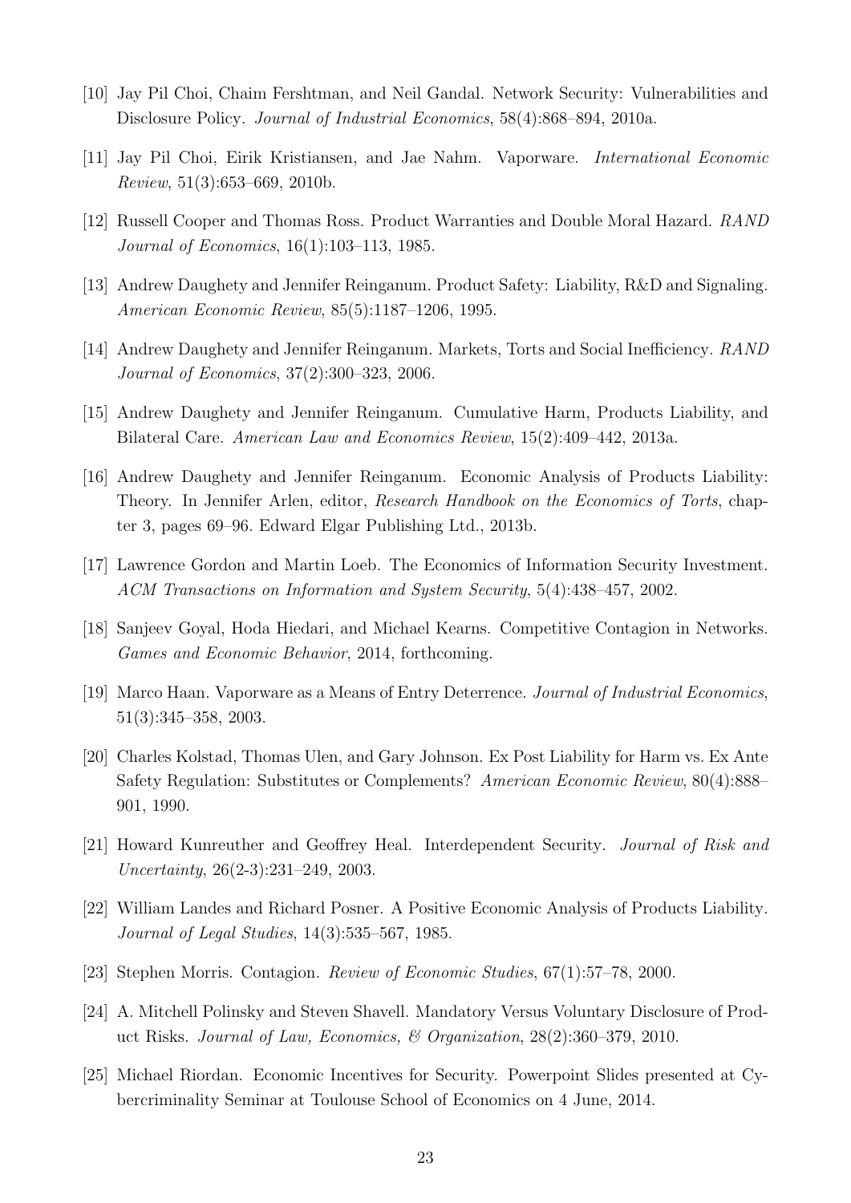[10] Jay Pil Choi, Chaim Fershtman, and Neil Gandal. Network Security: Vulnerabilities and Disclosure Policy. *Journal of Industrial Economics*, 58(4):868–894, 2010a.

[11] Jay Pil Choi, Eirik Kristiansen, and Jae Nahm. Vaporware. *International Economic Review*, 51(3):653–669, 2010b.

[12] Russell Cooper and Thomas Ross. Product Warranties and Double Moral Hazard. *RAND Journal of Economics*, 16(1):103–113, 1985.

[13] Andrew Daughety and Jennifer Reinganum. Product Safety: Liability, R&D and Signaling. *American Economic Review*, 85(5):1187–1206, 1995.

[14] Andrew Daughety and Jennifer Reinganum. Markets, Torts and Social Inefficiency. *RAND Journal of Economics*, 37(2):300–323, 2006.

[15] Andrew Daughety and Jennifer Reinganum. Cumulative Harm, Products Liability, and Bilateral Care. *American Law and Economics Review*, 15(2):409–442, 2013a.

[16] Andrew Daughety and Jennifer Reinganum. Economic Analysis of Products Liability: Theory. In Jennifer Arlen, editor, *Research Handbook on the Economics of Torts*, chapter 3, pages 69–96. Edward Elgar Publishing Ltd., 2013b.

[17] Lawrence Gordon and Martin Loeb. The Economics of Information Security Investment. *ACM Transactions on Information and System Security*, 5(4):438–457, 2002.

[18] Sanjeev Goyal, Hoda Hiedari, and Michael Kearns. Competitive Contagion in Networks. *Games and Economic Behavior*, 2014, forthcoming.

[19] Marco Haan. Vaporware as a Means of Entry Deterrence. *Journal of Industrial Economics*, 51(3):345–358, 2003.

[20] Charles Kolstad, Thomas Ulen, and Gary Johnson. Ex Post Liability for Harm vs. Ex Ante Safety Regulation: Substitutes or Complements? *American Economic Review*, 80(4):888–901, 1990.

[21] Howard Kunreuther and Geoffrey Heal. Interdependent Security. *Journal of Risk and Uncertainty*, 26(2-3):231–249, 2003.

[22] William Landes and Richard Posner. A Positive Economic Analysis of Products Liability. *Journal of Legal Studies*, 14(3):535–567, 1985.

[23] Stephen Morris. Contagion. *Review of Economic Studies*, 67(1):57–78, 2000.

[24] A. Mitchell Polinsky and Steven Shavell. Mandatory Versus Voluntary Disclosure of Product Risks. *Journal of Law, Economics, & Organization*, 28(2):360–379, 2010.

[25] Michael Riordan. Economic Incentives for Security. Powerpoint Slides presented at Cybercriminality Seminar at Toulouse School of Economics on 4 June, 2014.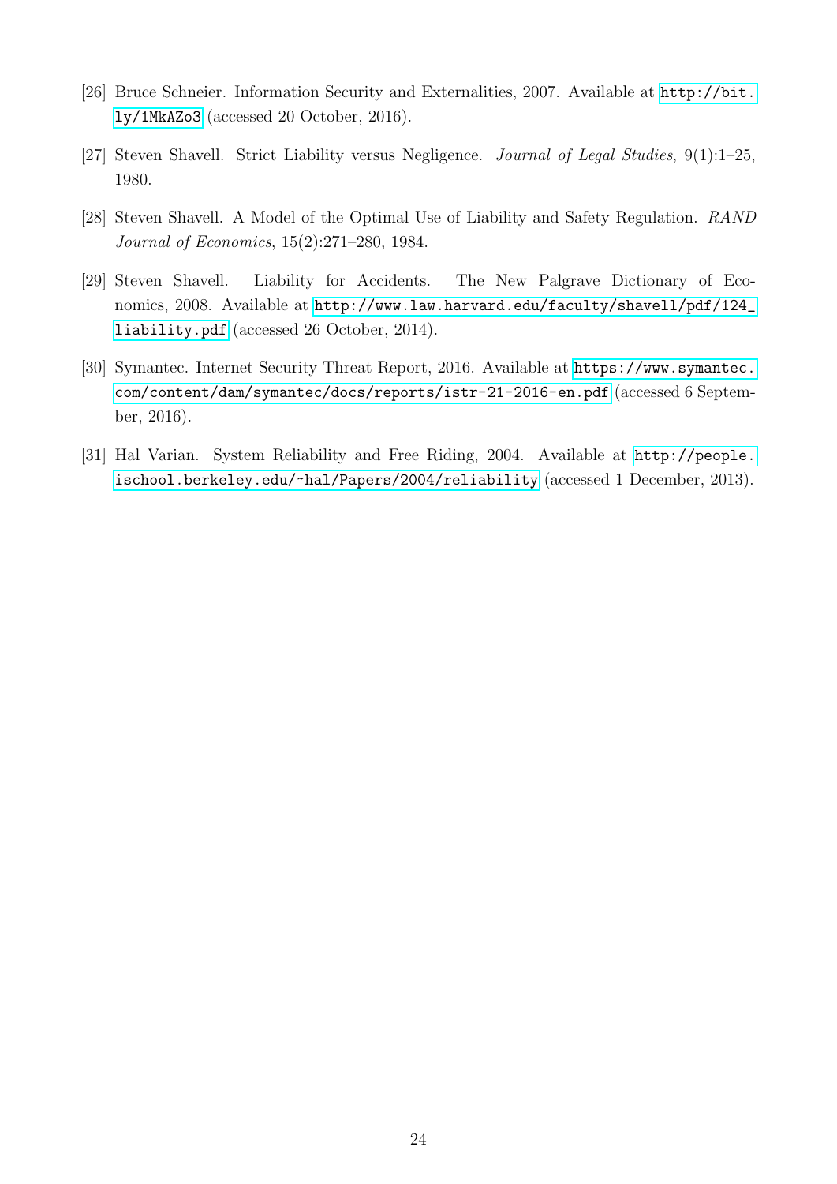[26] Bruce Schneier. Information Security and Externalities, 2007. Available at http://bit.ly/1MkAZo3 (accessed 20 October, 2016).

[27] Steven Shavell. Strict Liability versus Negligence. *Journal of Legal Studies*, 9(1):1–25, 1980.

[28] Steven Shavell. A Model of the Optimal Use of Liability and Safety Regulation. *RAND Journal of Economics*, 15(2):271–280, 1984.

[29] Steven Shavell. Liability for Accidents. The New Palgrave Dictionary of Economics, 2008. Available at http://www.law.harvard.edu/faculty/shavell/pdf/124_liability.pdf (accessed 26 October, 2014).

[30] Symantec. Internet Security Threat Report, 2016. Available at https://www.symantec.com/content/dam/symantec/docs/reports/istr-21-2016-en.pdf (accessed 6 September, 2016).

[31] Hal Varian. System Reliability and Free Riding, 2004. Available at http://people.ischool.berkeley.edu/~hal/Papers/2004/reliability (accessed 1 December, 2013).